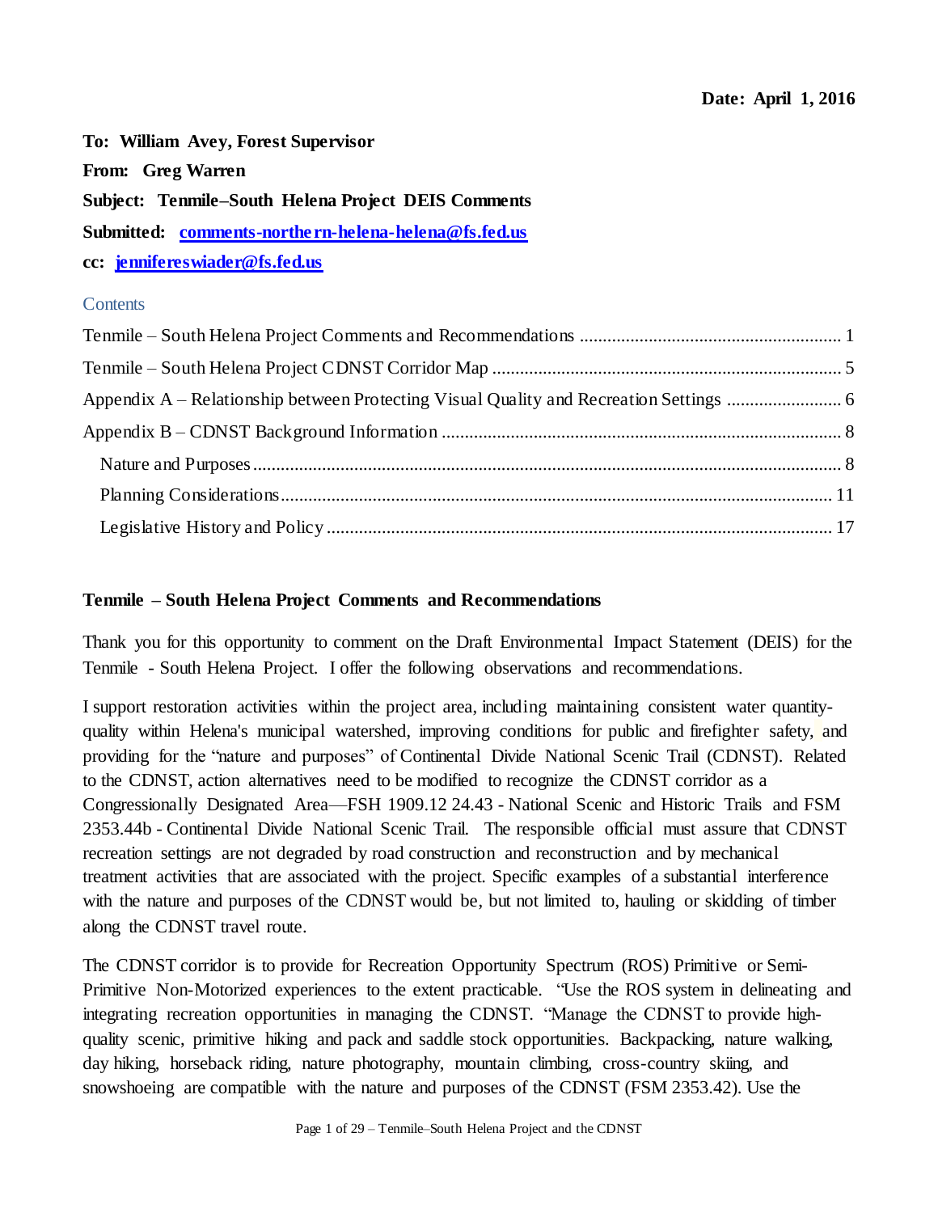**Date: April 1, 2016**

**To: William Avey, Forest Supervisor**

**From: Greg Warren**

**Subject: Tenmile–South Helena Project DEIS Comments**

**Submitted: comments-northern-helena-helena@fs.fed.us**

**cc: jennifereswiader@fs.fed.us**

Contents

Tenmile – South Helena Project Comments and Recommendations ........................................................ 1

Tenmile – South Helena Project CDNST Corridor Map ........................................................................... 5

Appendix A – Relationship between Protecting Visual Quality and Recreation Settings ......................... 6

Appendix B – CDNST Background Information ...................................................................................... 8

Nature and Purposes ............................................................................................................................. 8

Planning Considerations ...................................................................................................................... 11

Legislative History and Policy ............................................................................................................. 17

## Tenmile – South Helena Project Comments and Recommendations

Thank you for this opportunity to comment on the Draft Environmental Impact Statement (DEIS) for the Tenmile - South Helena Project. I offer the following observations and recommendations.

I support restoration activities within the project area, including maintaining consistent water quantity-quality within Helena's municipal watershed, improving conditions for public and firefighter safety, and providing for the "nature and purposes" of Continental Divide National Scenic Trail (CDNST). Related to the CDNST, action alternatives need to be modified to recognize the CDNST corridor as a Congressionally Designated Area—FSH 1909.12 24.43 - National Scenic and Historic Trails and FSM 2353.44b - Continental Divide National Scenic Trail. The responsible official must assure that CDNST recreation settings are not degraded by road construction and reconstruction and by mechanical treatment activities that are associated with the project. Specific examples of a substantial interference with the nature and purposes of the CDNST would be, but not limited to, hauling or skidding of timber along the CDNST travel route.

The CDNST corridor is to provide for Recreation Opportunity Spectrum (ROS) Primitive or Semi-Primitive Non-Motorized experiences to the extent practicable. "Use the ROS system in delineating and integrating recreation opportunities in managing the CDNST. "Manage the CDNST to provide high-quality scenic, primitive hiking and pack and saddle stock opportunities. Backpacking, nature walking, day hiking, horseback riding, nature photography, mountain climbing, cross-country skiing, and snowshoeing are compatible with the nature and purposes of the CDNST (FSM 2353.42). Use the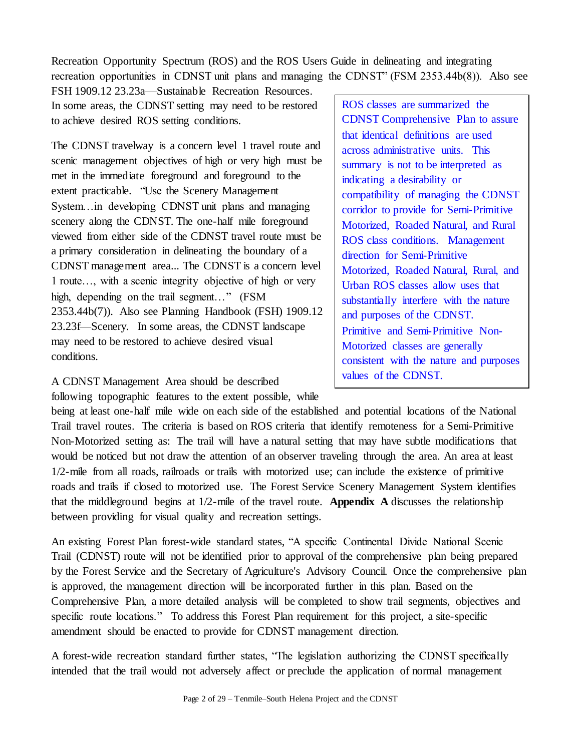Recreation Opportunity Spectrum (ROS) and the ROS Users Guide in delineating and integrating recreation opportunities in CDNST unit plans and managing the CDNST" (FSM 2353.44b(8)). Also see FSH 1909.12 23.23a—Sustainable Recreation Resources. In some areas, the CDNST setting may need to be restored to achieve desired ROS setting conditions.

> ROS classes are summarized the CDNST Comprehensive Plan to assure that identical definitions are used across administrative units. This summary is not to be interpreted as indicating a desirability or compatibility of managing the CDNST corridor to provide for Semi-Primitive Motorized, Roaded Natural, and Rural ROS class conditions. Management direction for Semi-Primitive Motorized, Roaded Natural, Rural, and Urban ROS classes allow uses that substantially interfere with the nature and purposes of the CDNST. Primitive and Semi-Primitive Non-Motorized classes are generally consistent with the nature and purposes values of the CDNST.

The CDNST travelway is a concern level 1 travel route and scenic management objectives of high or very high must be met in the immediate foreground and foreground to the extent practicable. "Use the Scenery Management System…in developing CDNST unit plans and managing scenery along the CDNST. The one-half mile foreground viewed from either side of the CDNST travel route must be a primary consideration in delineating the boundary of a CDNST management area... The CDNST is a concern level 1 route…, with a scenic integrity objective of high or very high, depending on the trail segment…" (FSM 2353.44b(7)). Also see Planning Handbook (FSH) 1909.12 23.23f—Scenery. In some areas, the CDNST landscape may need to be restored to achieve desired visual conditions.

A CDNST Management Area should be described following topographic features to the extent possible, while being at least one-half mile wide on each side of the established and potential locations of the National Trail travel routes. The criteria is based on ROS criteria that identify remoteness for a Semi-Primitive Non-Motorized setting as: The trail will have a natural setting that may have subtle modifications that would be noticed but not draw the attention of an observer traveling through the area. An area at least 1/2-mile from all roads, railroads or trails with motorized use; can include the existence of primitive roads and trails if closed to motorized use. The Forest Service Scenery Management System identifies that the middleground begins at 1/2-mile of the travel route. **Appendix A** discusses the relationship between providing for visual quality and recreation settings.

An existing Forest Plan forest-wide standard states, "A specific Continental Divide National Scenic Trail (CDNST) route will not be identified prior to approval of the comprehensive plan being prepared by the Forest Service and the Secretary of Agriculture's Advisory Council. Once the comprehensive plan is approved, the management direction will be incorporated further in this plan. Based on the Comprehensive Plan, a more detailed analysis will be completed to show trail segments, objectives and specific route locations." To address this Forest Plan requirement for this project, a site-specific amendment should be enacted to provide for CDNST management direction.

A forest-wide recreation standard further states, "The legislation authorizing the CDNST specifically intended that the trail would not adversely affect or preclude the application of normal management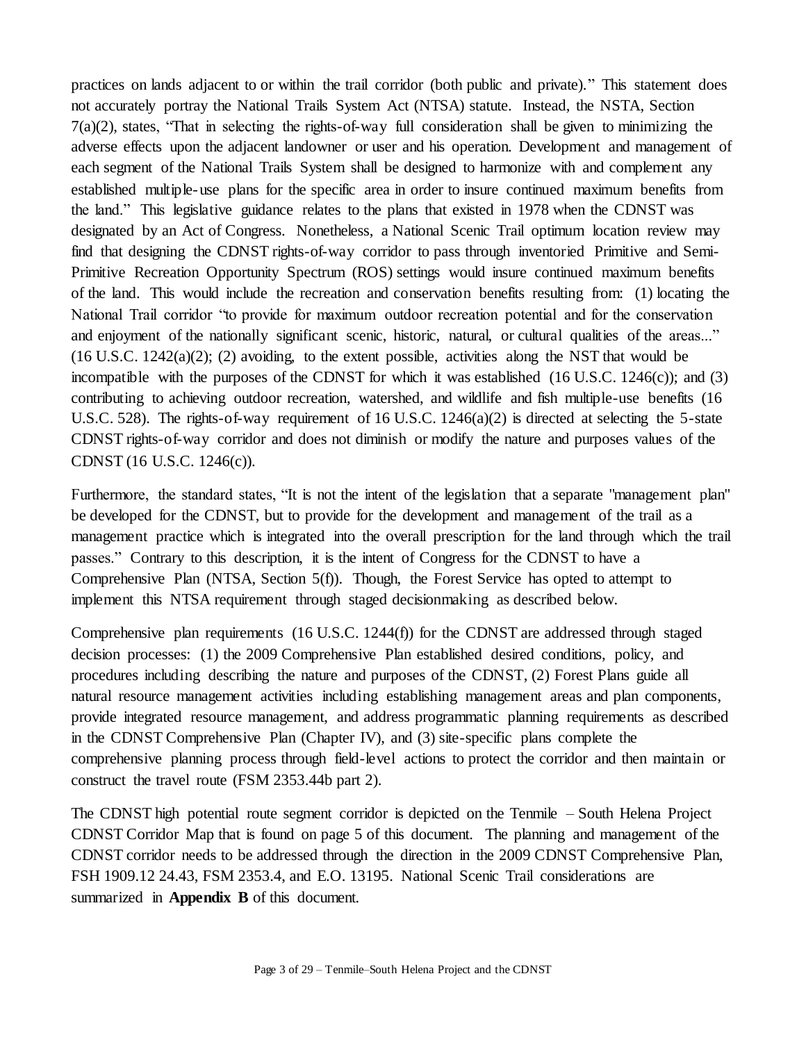practices on lands adjacent to or within the trail corridor (both public and private)." This statement does not accurately portray the National Trails System Act (NTSA) statute. Instead, the NSTA, Section 7(a)(2), states, "That in selecting the rights-of-way full consideration shall be given to minimizing the adverse effects upon the adjacent landowner or user and his operation. Development and management of each segment of the National Trails System shall be designed to harmonize with and complement any established multiple-use plans for the specific area in order to insure continued maximum benefits from the land." This legislative guidance relates to the plans that existed in 1978 when the CDNST was designated by an Act of Congress. Nonetheless, a National Scenic Trail optimum location review may find that designing the CDNST rights-of-way corridor to pass through inventoried Primitive and Semi-Primitive Recreation Opportunity Spectrum (ROS) settings would insure continued maximum benefits of the land. This would include the recreation and conservation benefits resulting from: (1) locating the National Trail corridor "to provide for maximum outdoor recreation potential and for the conservation and enjoyment of the nationally significant scenic, historic, natural, or cultural qualities of the areas..." (16 U.S.C. 1242(a)(2); (2) avoiding, to the extent possible, activities along the NST that would be incompatible with the purposes of the CDNST for which it was established (16 U.S.C. 1246(c)); and (3) contributing to achieving outdoor recreation, watershed, and wildlife and fish multiple-use benefits (16 U.S.C. 528). The rights-of-way requirement of 16 U.S.C. 1246(a)(2) is directed at selecting the 5-state CDNST rights-of-way corridor and does not diminish or modify the nature and purposes values of the CDNST (16 U.S.C. 1246(c)).

Furthermore, the standard states, "It is not the intent of the legislation that a separate "management plan" be developed for the CDNST, but to provide for the development and management of the trail as a management practice which is integrated into the overall prescription for the land through which the trail passes." Contrary to this description, it is the intent of Congress for the CDNST to have a Comprehensive Plan (NTSA, Section 5(f)). Though, the Forest Service has opted to attempt to implement this NTSA requirement through staged decisionmaking as described below.

Comprehensive plan requirements (16 U.S.C. 1244(f)) for the CDNST are addressed through staged decision processes: (1) the 2009 Comprehensive Plan established desired conditions, policy, and procedures including describing the nature and purposes of the CDNST, (2) Forest Plans guide all natural resource management activities including establishing management areas and plan components, provide integrated resource management, and address programmatic planning requirements as described in the CDNST Comprehensive Plan (Chapter IV), and (3) site-specific plans complete the comprehensive planning process through field-level actions to protect the corridor and then maintain or construct the travel route (FSM 2353.44b part 2).

The CDNST high potential route segment corridor is depicted on the Tenmile – South Helena Project CDNST Corridor Map that is found on page 5 of this document. The planning and management of the CDNST corridor needs to be addressed through the direction in the 2009 CDNST Comprehensive Plan, FSH 1909.12 24.43, FSM 2353.4, and E.O. 13195. National Scenic Trail considerations are summarized in **Appendix B** of this document.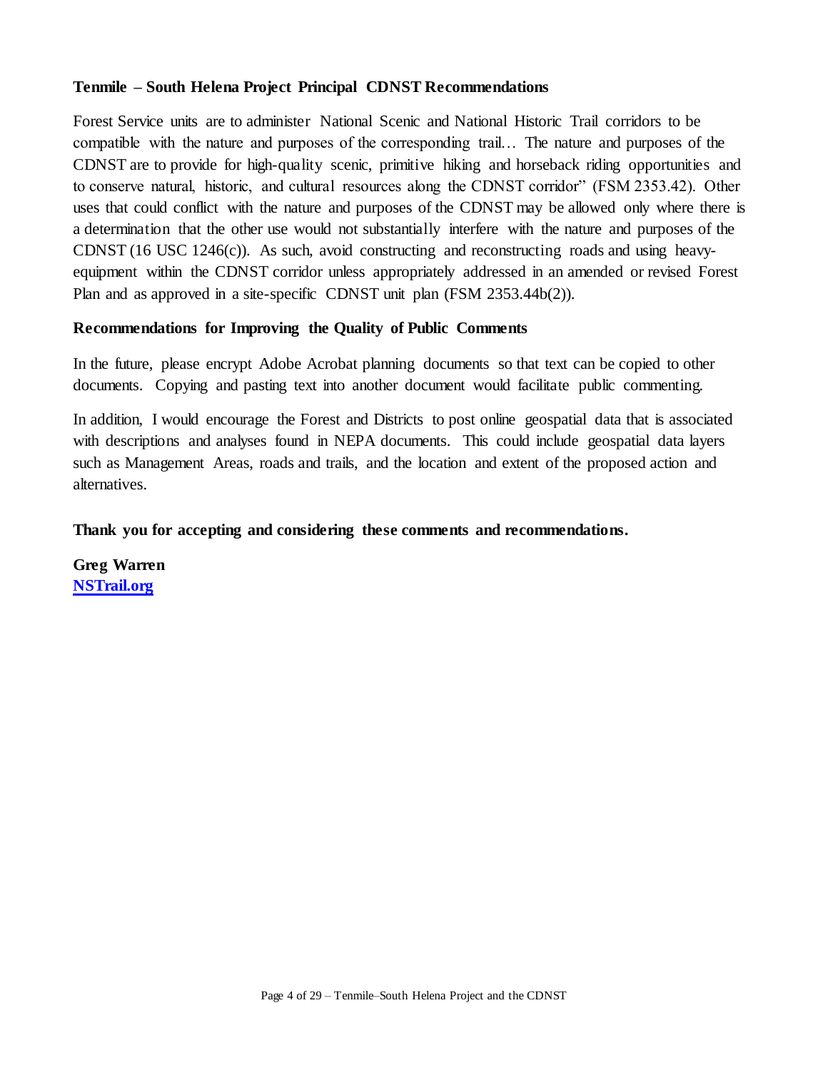**Tenmile – South Helena Project Principal CDNST Recommendations**

Forest Service units are to administer National Scenic and National Historic Trail corridors to be compatible with the nature and purposes of the corresponding trail… The nature and purposes of the CDNST are to provide for high-quality scenic, primitive hiking and horseback riding opportunities and to conserve natural, historic, and cultural resources along the CDNST corridor" (FSM 2353.42). Other uses that could conflict with the nature and purposes of the CDNST may be allowed only where there is a determination that the other use would not substantially interfere with the nature and purposes of the CDNST (16 USC 1246(c)). As such, avoid constructing and reconstructing roads and using heavy-equipment within the CDNST corridor unless appropriately addressed in an amended or revised Forest Plan and as approved in a site-specific CDNST unit plan (FSM 2353.44b(2)).

**Recommendations for Improving the Quality of Public Comments**

In the future, please encrypt Adobe Acrobat planning documents so that text can be copied to other documents. Copying and pasting text into another document would facilitate public commenting.

In addition, I would encourage the Forest and Districts to post online geospatial data that is associated with descriptions and analyses found in NEPA documents. This could include geospatial data layers such as Management Areas, roads and trails, and the location and extent of the proposed action and alternatives.

**Thank you for accepting and considering these comments and recommendations.**

**Greg Warren**
**[NSTrail.org](NSTrail.org)**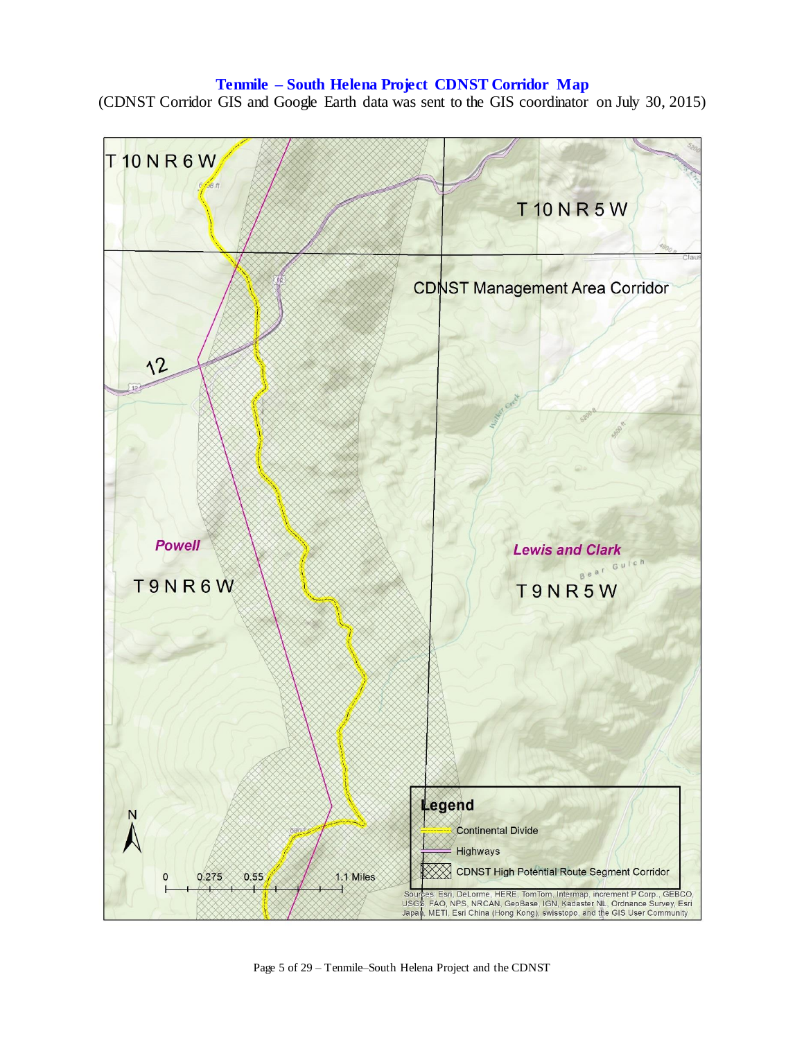# Tenmile – South Helena Project CDNST Corridor Map

(CDNST Corridor GIS and Google Earth data was sent to the GIS coordinator on July 30, 2015)

T 10 N R 6 W

T 10 N R 5 W

CDNST Management Area Corridor

12

Powell

T 9 N R 6 W

Lewis and Clark

T 9 N R 5 W

**Legend**

- Continental Divide
- Highways
- CDNST High Potential Route Segment Corridor

0 0.275 0.55 1.1 Miles

Sources: Esri, DeLorme, HERE, TomTom, Intermap, increment P Corp., GEBCO, USGS, FAO, NPS, NRCAN, GeoBase, IGN, Kadaster NL, Ordnance Survey, Esri Japan, METI, Esri China (Hong Kong), swisstopo, and the GIS User Community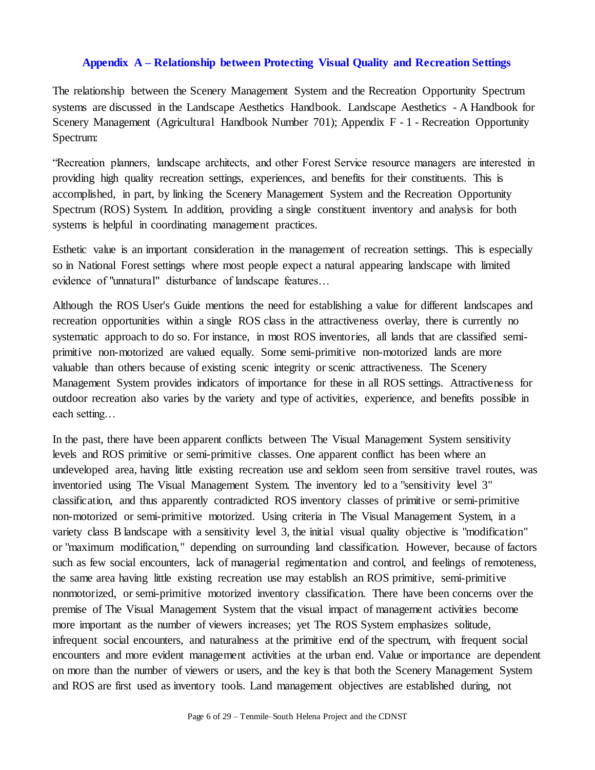## Appendix A – Relationship between Protecting Visual Quality and Recreation Settings

The relationship between the Scenery Management System and the Recreation Opportunity Spectrum systems are discussed in the Landscape Aesthetics Handbook. Landscape Aesthetics - A Handbook for Scenery Management (Agricultural Handbook Number 701); Appendix F - 1 - Recreation Opportunity Spectrum:

"Recreation planners, landscape architects, and other Forest Service resource managers are interested in providing high quality recreation settings, experiences, and benefits for their constituents. This is accomplished, in part, by linking the Scenery Management System and the Recreation Opportunity Spectrum (ROS) System. In addition, providing a single constituent inventory and analysis for both systems is helpful in coordinating management practices.

Esthetic value is an important consideration in the management of recreation settings. This is especially so in National Forest settings where most people expect a natural appearing landscape with limited evidence of "unnatural" disturbance of landscape features…

Although the ROS User's Guide mentions the need for establishing a value for different landscapes and recreation opportunities within a single ROS class in the attractiveness overlay, there is currently no systematic approach to do so. For instance, in most ROS inventories, all lands that are classified semi-primitive non-motorized are valued equally. Some semi-primitive non-motorized lands are more valuable than others because of existing scenic integrity or scenic attractiveness. The Scenery Management System provides indicators of importance for these in all ROS settings. Attractiveness for outdoor recreation also varies by the variety and type of activities, experience, and benefits possible in each setting…

In the past, there have been apparent conflicts between The Visual Management System sensitivity levels and ROS primitive or semi-primitive classes. One apparent conflict has been where an undeveloped area, having little existing recreation use and seldom seen from sensitive travel routes, was inventoried using The Visual Management System. The inventory led to a "sensitivity level 3" classification, and thus apparently contradicted ROS inventory classes of primitive or semi-primitive non-motorized or semi-primitive motorized. Using criteria in The Visual Management System, in a variety class B landscape with a sensitivity level 3, the initial visual quality objective is "modification" or "maximum modification," depending on surrounding land classification. However, because of factors such as few social encounters, lack of managerial regimentation and control, and feelings of remoteness, the same area having little existing recreation use may establish an ROS primitive, semi-primitive nonmotorized, or semi-primitive motorized inventory classification. There have been concerns over the premise of The Visual Management System that the visual impact of management activities become more important as the number of viewers increases; yet The ROS System emphasizes solitude, infrequent social encounters, and naturalness at the primitive end of the spectrum, with frequent social encounters and more evident management activities at the urban end. Value or importance are dependent on more than the number of viewers or users, and the key is that both the Scenery Management System and ROS are first used as inventory tools. Land management objectives are established during, not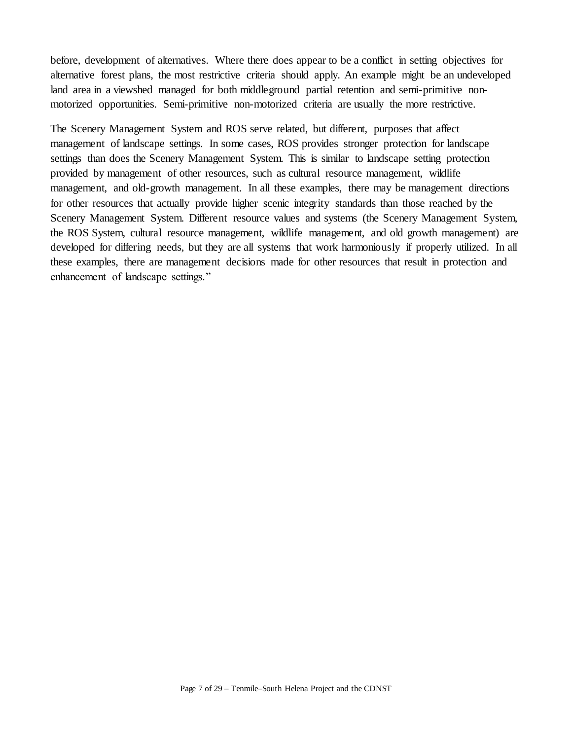before, development of alternatives. Where there does appear to be a conflict in setting objectives for alternative forest plans, the most restrictive criteria should apply. An example might be an undeveloped land area in a viewshed managed for both middleground partial retention and semi-primitive non-motorized opportunities. Semi-primitive non-motorized criteria are usually the more restrictive.

The Scenery Management System and ROS serve related, but different, purposes that affect management of landscape settings. In some cases, ROS provides stronger protection for landscape settings than does the Scenery Management System. This is similar to landscape setting protection provided by management of other resources, such as cultural resource management, wildlife management, and old-growth management. In all these examples, there may be management directions for other resources that actually provide higher scenic integrity standards than those reached by the Scenery Management System. Different resource values and systems (the Scenery Management System, the ROS System, cultural resource management, wildlife management, and old growth management) are developed for differing needs, but they are all systems that work harmoniously if properly utilized. In all these examples, there are management decisions made for other resources that result in protection and enhancement of landscape settings."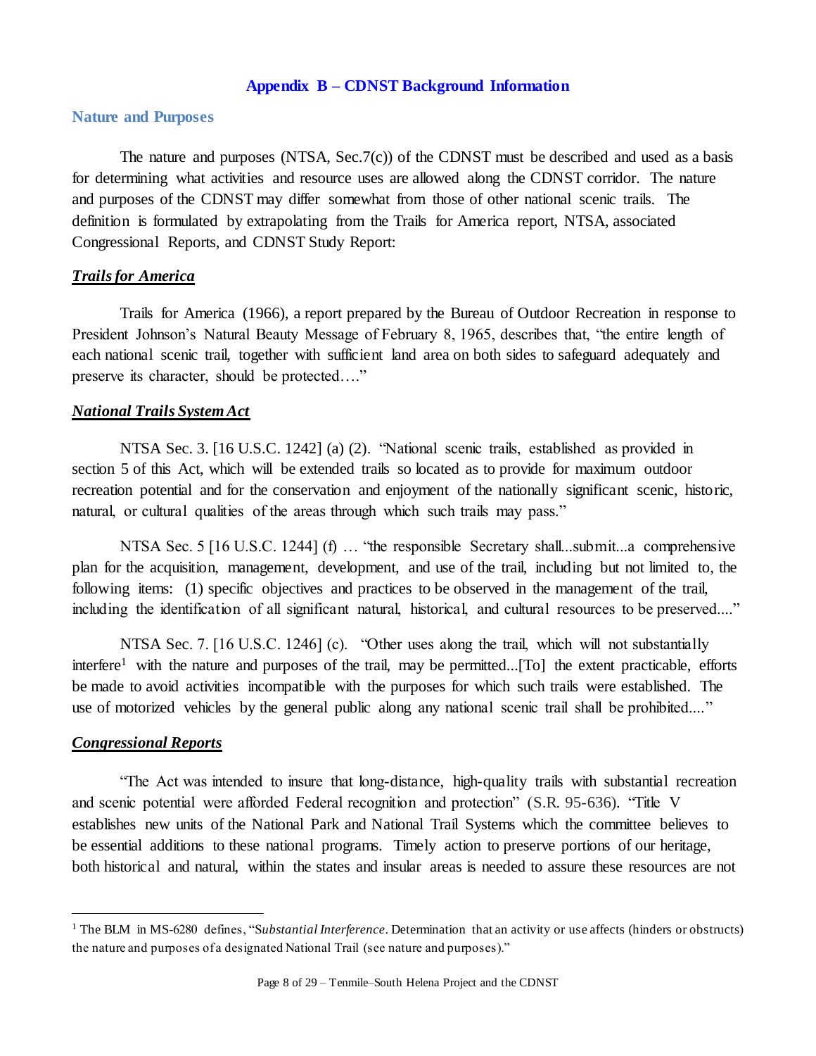## Appendix B – CDNST Background Information

### Nature and Purposes

The nature and purposes (NTSA, Sec.7(c)) of the CDNST must be described and used as a basis for determining what activities and resource uses are allowed along the CDNST corridor. The nature and purposes of the CDNST may differ somewhat from those of other national scenic trails. The definition is formulated by extrapolating from the Trails for America report, NTSA, associated Congressional Reports, and CDNST Study Report:

***Trails for America***

Trails for America (1966), a report prepared by the Bureau of Outdoor Recreation in response to President Johnson's Natural Beauty Message of February 8, 1965, describes that, "the entire length of each national scenic trail, together with sufficient land area on both sides to safeguard adequately and preserve its character, should be protected…."

***National Trails System Act***

NTSA Sec. 3. [16 U.S.C. 1242] (a) (2). "National scenic trails, established as provided in section 5 of this Act, which will be extended trails so located as to provide for maximum outdoor recreation potential and for the conservation and enjoyment of the nationally significant scenic, historic, natural, or cultural qualities of the areas through which such trails may pass."

NTSA Sec. 5 [16 U.S.C. 1244] (f) … "the responsible Secretary shall...submit...a comprehensive plan for the acquisition, management, development, and use of the trail, including but not limited to, the following items: (1) specific objectives and practices to be observed in the management of the trail, including the identification of all significant natural, historical, and cultural resources to be preserved...."

NTSA Sec. 7. [16 U.S.C. 1246] (c). "Other uses along the trail, which will not substantially interfere[1] with the nature and purposes of the trail, may be permitted...[To] the extent practicable, efforts be made to avoid activities incompatible with the purposes for which such trails were established. The use of motorized vehicles by the general public along any national scenic trail shall be prohibited...."

***Congressional Reports***

"The Act was intended to insure that long-distance, high-quality trails with substantial recreation and scenic potential were afforded Federal recognition and protection" (S.R. 95-636). "Title V establishes new units of the National Park and National Trail Systems which the committee believes to be essential additions to these national programs. Timely action to preserve portions of our heritage, both historical and natural, within the states and insular areas is needed to assure these resources are not

---

[1] The BLM in MS-6280 defines, "S*ubstantial Interference*. Determination that an activity or use affects (hinders or obstructs) the nature and purposes of a designated National Trail (see nature and purposes)."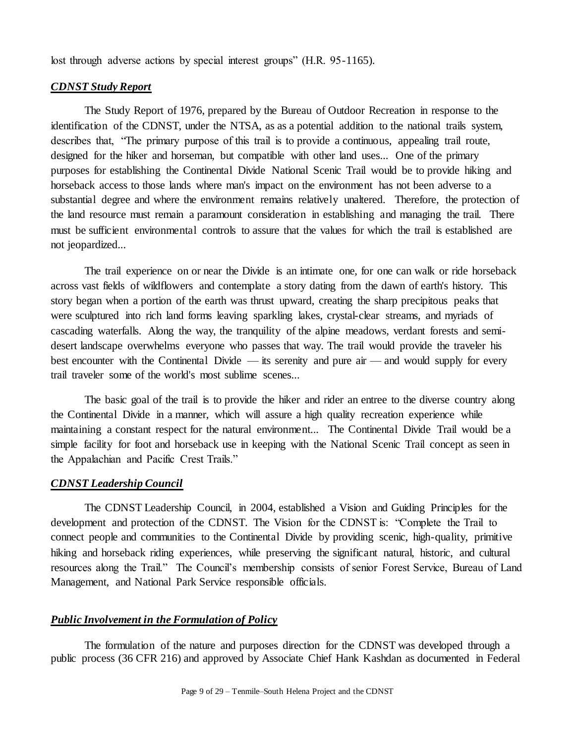lost through adverse actions by special interest groups" (H.R. 95-1165).

### *CDNST Study Report*

The Study Report of 1976, prepared by the Bureau of Outdoor Recreation in response to the identification of the CDNST, under the NTSA, as as a potential addition to the national trails system, describes that, "The primary purpose of this trail is to provide a continuous, appealing trail route, designed for the hiker and horseman, but compatible with other land uses... One of the primary purposes for establishing the Continental Divide National Scenic Trail would be to provide hiking and horseback access to those lands where man's impact on the environment has not been adverse to a substantial degree and where the environment remains relatively unaltered. Therefore, the protection of the land resource must remain a paramount consideration in establishing and managing the trail. There must be sufficient environmental controls to assure that the values for which the trail is established are not jeopardized...

The trail experience on or near the Divide is an intimate one, for one can walk or ride horseback across vast fields of wildflowers and contemplate a story dating from the dawn of earth's history. This story began when a portion of the earth was thrust upward, creating the sharp precipitous peaks that were sculptured into rich land forms leaving sparkling lakes, crystal-clear streams, and myriads of cascading waterfalls. Along the way, the tranquility of the alpine meadows, verdant forests and semi-desert landscape overwhelms everyone who passes that way. The trail would provide the traveler his best encounter with the Continental Divide — its serenity and pure air — and would supply for every trail traveler some of the world's most sublime scenes...

The basic goal of the trail is to provide the hiker and rider an entree to the diverse country along the Continental Divide in a manner, which will assure a high quality recreation experience while maintaining a constant respect for the natural environment... The Continental Divide Trail would be a simple facility for foot and horseback use in keeping with the National Scenic Trail concept as seen in the Appalachian and Pacific Crest Trails."

### *CDNST Leadership Council*

The CDNST Leadership Council, in 2004, established a Vision and Guiding Principles for the development and protection of the CDNST. The Vision for the CDNST is: "Complete the Trail to connect people and communities to the Continental Divide by providing scenic, high-quality, primitive hiking and horseback riding experiences, while preserving the significant natural, historic, and cultural resources along the Trail." The Council's membership consists of senior Forest Service, Bureau of Land Management, and National Park Service responsible officials.

### *Public Involvement in the Formulation of Policy*

The formulation of the nature and purposes direction for the CDNST was developed through a public process (36 CFR 216) and approved by Associate Chief Hank Kashdan as documented in Federal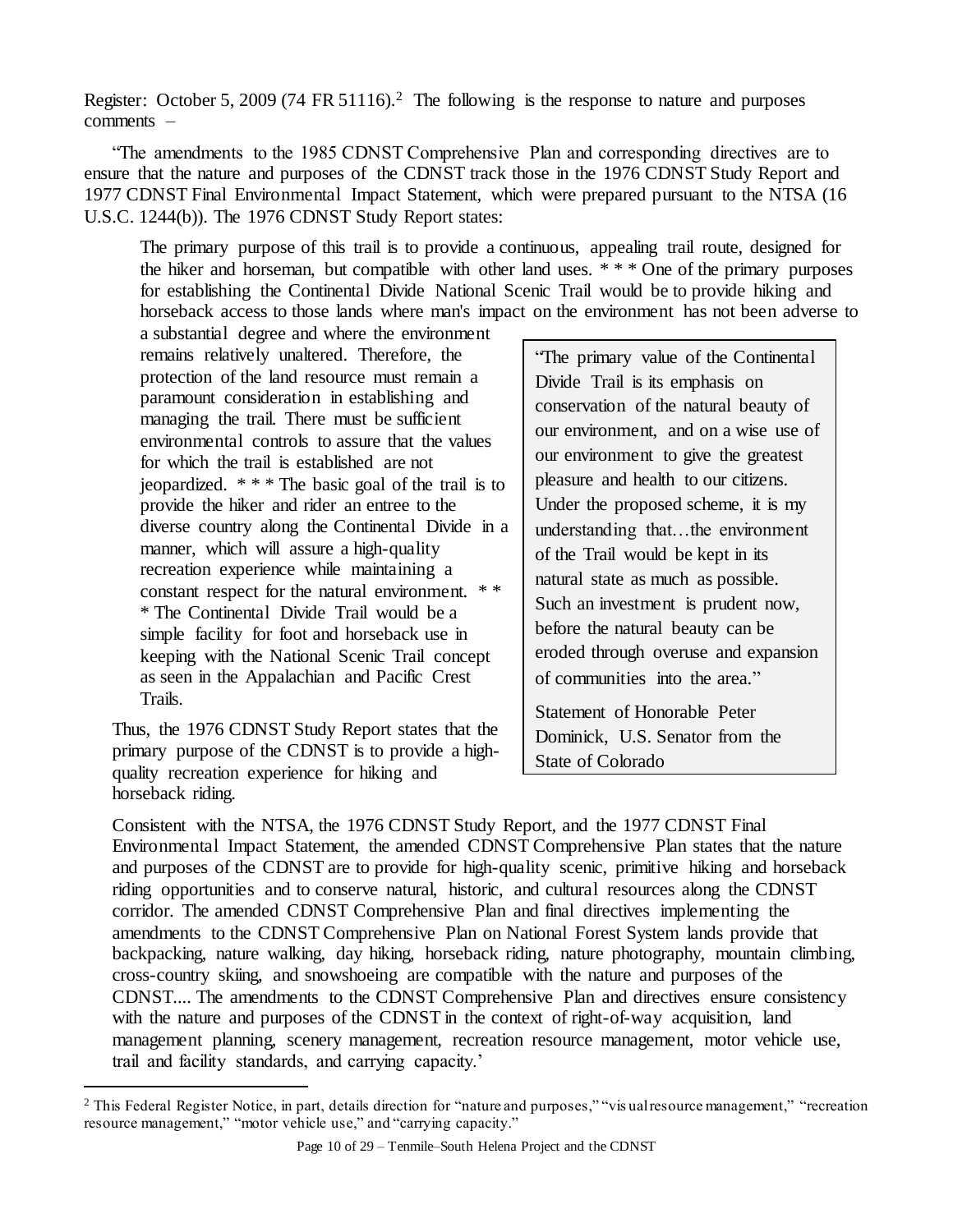Register: October 5, 2009 (74 FR 51116).[2] The following is the response to nature and purposes comments –

"The amendments to the 1985 CDNST Comprehensive Plan and corresponding directives are to ensure that the nature and purposes of the CDNST track those in the 1976 CDNST Study Report and 1977 CDNST Final Environmental Impact Statement, which were prepared pursuant to the NTSA (16 U.S.C. 1244(b)). The 1976 CDNST Study Report states:

> The primary purpose of this trail is to provide a continuous, appealing trail route, designed for the hiker and horseman, but compatible with other land uses. * * * One of the primary purposes for establishing the Continental Divide National Scenic Trail would be to provide hiking and horseback access to those lands where man's impact on the environment has not been adverse to a substantial degree and where the environment remains relatively unaltered. Therefore, the protection of the land resource must remain a paramount consideration in establishing and managing the trail. There must be sufficient environmental controls to assure that the values for which the trail is established are not jeopardized. * * * The basic goal of the trail is to provide the hiker and rider an entree to the diverse country along the Continental Divide in a manner, which will assure a high-quality recreation experience while maintaining a constant respect for the natural environment. * * * The Continental Divide Trail would be a simple facility for foot and horseback use in keeping with the National Scenic Trail concept as seen in the Appalachian and Pacific Crest Trails.

Thus, the 1976 CDNST Study Report states that the primary purpose of the CDNST is to provide a high-quality recreation experience for hiking and horseback riding.

> "The primary value of the Continental Divide Trail is its emphasis on conservation of the natural beauty of our environment, and on a wise use of our environment to give the greatest pleasure and health to our citizens. Under the proposed scheme, it is my understanding that…the environment of the Trail would be kept in its natural state as much as possible. Such an investment is prudent now, before the natural beauty can be eroded through overuse and expansion of communities into the area."
>
> Statement of Honorable Peter Dominick, U.S. Senator from the State of Colorado

Consistent with the NTSA, the 1976 CDNST Study Report, and the 1977 CDNST Final Environmental Impact Statement, the amended CDNST Comprehensive Plan states that the nature and purposes of the CDNST are to provide for high-quality scenic, primitive hiking and horseback riding opportunities and to conserve natural, historic, and cultural resources along the CDNST corridor. The amended CDNST Comprehensive Plan and final directives implementing the amendments to the CDNST Comprehensive Plan on National Forest System lands provide that backpacking, nature walking, day hiking, horseback riding, nature photography, mountain climbing, cross-country skiing, and snowshoeing are compatible with the nature and purposes of the CDNST.... The amendments to the CDNST Comprehensive Plan and directives ensure consistency with the nature and purposes of the CDNST in the context of right-of-way acquisition, land management planning, scenery management, recreation resource management, motor vehicle use, trail and facility standards, and carrying capacity.'

[2] This Federal Register Notice, in part, details direction for "nature and purposes," "visual resource management," "recreation resource management," "motor vehicle use," and "carrying capacity."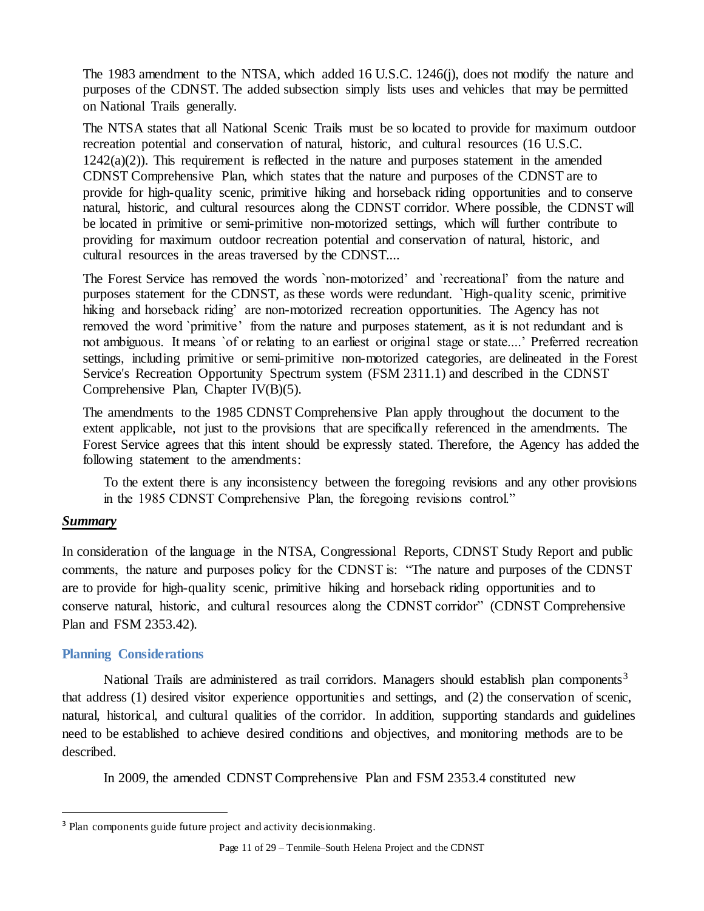> The 1983 amendment to the NTSA, which added 16 U.S.C. 1246(j), does not modify the nature and purposes of the CDNST. The added subsection simply lists uses and vehicles that may be permitted on National Trails generally.
>
> The NTSA states that all National Scenic Trails must be so located to provide for maximum outdoor recreation potential and conservation of natural, historic, and cultural resources (16 U.S.C. 1242(a)(2)). This requirement is reflected in the nature and purposes statement in the amended CDNST Comprehensive Plan, which states that the nature and purposes of the CDNST are to provide for high-quality scenic, primitive hiking and horseback riding opportunities and to conserve natural, historic, and cultural resources along the CDNST corridor. Where possible, the CDNST will be located in primitive or semi-primitive non-motorized settings, which will further contribute to providing for maximum outdoor recreation potential and conservation of natural, historic, and cultural resources in the areas traversed by the CDNST....
>
> The Forest Service has removed the words `non-motorized' and `recreational' from the nature and purposes statement for the CDNST, as these words were redundant. `High-quality scenic, primitive hiking and horseback riding' are non-motorized recreation opportunities. The Agency has not removed the word `primitive' from the nature and purposes statement, as it is not redundant and is not ambiguous. It means `of or relating to an earliest or original stage or state....' Preferred recreation settings, including primitive or semi-primitive non-motorized categories, are delineated in the Forest Service's Recreation Opportunity Spectrum system (FSM 2311.1) and described in the CDNST Comprehensive Plan, Chapter IV(B)(5).
>
> The amendments to the 1985 CDNST Comprehensive Plan apply throughout the document to the extent applicable, not just to the provisions that are specifically referenced in the amendments. The Forest Service agrees that this intent should be expressly stated. Therefore, the Agency has added the following statement to the amendments:
>
> > To the extent there is any inconsistency between the foregoing revisions and any other provisions in the 1985 CDNST Comprehensive Plan, the foregoing revisions control."

***Summary***

In consideration of the language in the NTSA, Congressional Reports, CDNST Study Report and public comments, the nature and purposes policy for the CDNST is: "The nature and purposes of the CDNST are to provide for high-quality scenic, primitive hiking and horseback riding opportunities and to conserve natural, historic, and cultural resources along the CDNST corridor" (CDNST Comprehensive Plan and FSM 2353.42).

### Planning Considerations

National Trails are administered as trail corridors. Managers should establish plan components[3] that address (1) desired visitor experience opportunities and settings, and (2) the conservation of scenic, natural, historical, and cultural qualities of the corridor. In addition, supporting standards and guidelines need to be established to achieve desired conditions and objectives, and monitoring methods are to be described.

In 2009, the amended CDNST Comprehensive Plan and FSM 2353.4 constituted new

---

[3] Plan components guide future project and activity decisionmaking.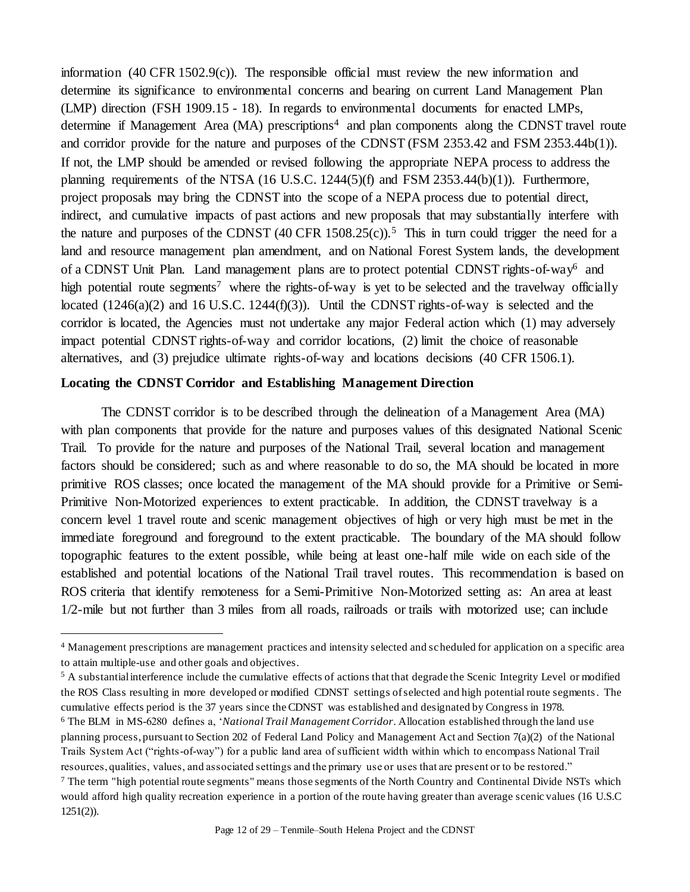information (40 CFR 1502.9(c)). The responsible official must review the new information and determine its significance to environmental concerns and bearing on current Land Management Plan (LMP) direction (FSH 1909.15 - 18). In regards to environmental documents for enacted LMPs, determine if Management Area (MA) prescriptions[4] and plan components along the CDNST travel route and corridor provide for the nature and purposes of the CDNST (FSM 2353.42 and FSM 2353.44b(1)). If not, the LMP should be amended or revised following the appropriate NEPA process to address the planning requirements of the NTSA (16 U.S.C. 1244(5)(f) and FSM 2353.44(b)(1)). Furthermore, project proposals may bring the CDNST into the scope of a NEPA process due to potential direct, indirect, and cumulative impacts of past actions and new proposals that may substantially interfere with the nature and purposes of the CDNST (40 CFR 1508.25(c)).[5] This in turn could trigger the need for a land and resource management plan amendment, and on National Forest System lands, the development of a CDNST Unit Plan. Land management plans are to protect potential CDNST rights-of-way[6] and high potential route segments[7] where the rights-of-way is yet to be selected and the travelway officially located (1246(a)(2) and 16 U.S.C. 1244(f)(3)). Until the CDNST rights-of-way is selected and the corridor is located, the Agencies must not undertake any major Federal action which (1) may adversely impact potential CDNST rights-of-way and corridor locations, (2) limit the choice of reasonable alternatives, and (3) prejudice ultimate rights-of-way and locations decisions (40 CFR 1506.1).

**Locating the CDNST Corridor and Establishing Management Direction**

The CDNST corridor is to be described through the delineation of a Management Area (MA) with plan components that provide for the nature and purposes values of this designated National Scenic Trail. To provide for the nature and purposes of the National Trail, several location and management factors should be considered; such as and where reasonable to do so, the MA should be located in more primitive ROS classes; once located the management of the MA should provide for a Primitive or Semi-Primitive Non-Motorized experiences to extent practicable. In addition, the CDNST travelway is a concern level 1 travel route and scenic management objectives of high or very high must be met in the immediate foreground and foreground to the extent practicable. The boundary of the MA should follow topographic features to the extent possible, while being at least one-half mile wide on each side of the established and potential locations of the National Trail travel routes. This recommendation is based on ROS criteria that identify remoteness for a Semi-Primitive Non-Motorized setting as: An area at least 1/2-mile but not further than 3 miles from all roads, railroads or trails with motorized use; can include

---

[4] Management prescriptions are management practices and intensity selected and scheduled for application on a specific area to attain multiple-use and other goals and objectives.

[5] A substantial interference include the cumulative effects of actions that that degrade the Scenic Integrity Level or modified the ROS Class resulting in more developed or modified CDNST settings of selected and high potential route segments. The cumulative effects period is the 37 years since the CDNST was established and designated by Congress in 1978.

[6] The BLM in MS-6280 defines a, '*National Trail Management Corridor*. Allocation established through the land use planning process, pursuant to Section 202 of Federal Land Policy and Management Act and Section 7(a)(2) of the National Trails System Act ("rights-of-way") for a public land area of sufficient width within which to encompass National Trail resources, qualities, values, and associated settings and the primary use or uses that are present or to be restored."

[7] The term "high potential route segments" means those segments of the North Country and Continental Divide NSTs which would afford high quality recreation experience in a portion of the route having greater than average scenic values (16 U.S.C 1251(2)).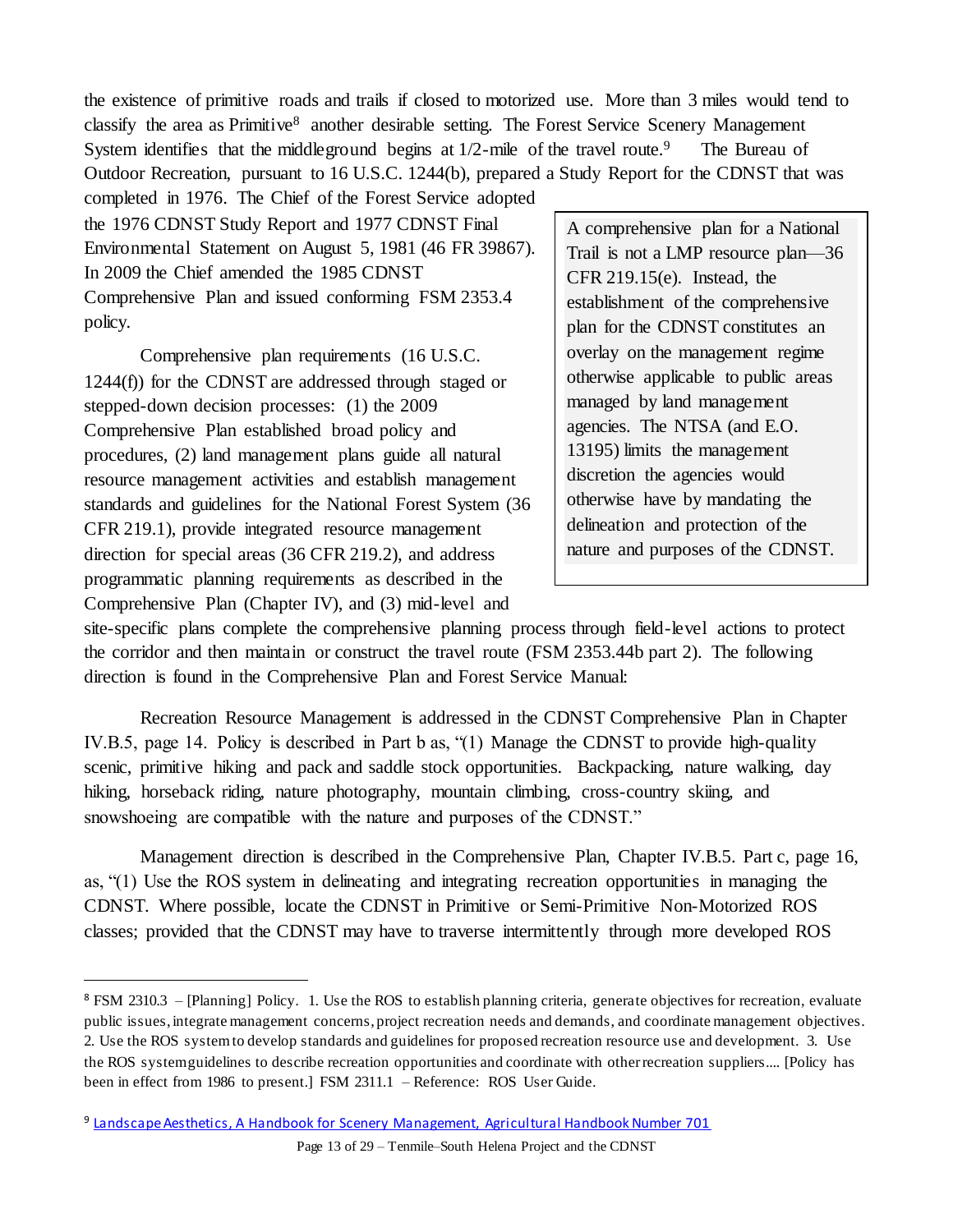the existence of primitive roads and trails if closed to motorized use. More than 3 miles would tend to classify the area as Primitive[8] another desirable setting. The Forest Service Scenery Management System identifies that the middleground begins at 1/2-mile of the travel route.[9] The Bureau of Outdoor Recreation, pursuant to 16 U.S.C. 1244(b), prepared a Study Report for the CDNST that was completed in 1976. The Chief of the Forest Service adopted the 1976 CDNST Study Report and 1977 CDNST Final Environmental Statement on August 5, 1981 (46 FR 39867). In 2009 the Chief amended the 1985 CDNST Comprehensive Plan and issued conforming FSM 2353.4 policy.

> A comprehensive plan for a National Trail is not a LMP resource plan—36 CFR 219.15(e). Instead, the establishment of the comprehensive plan for the CDNST constitutes an overlay on the management regime otherwise applicable to public areas managed by land management agencies. The NTSA (and E.O. 13195) limits the management discretion the agencies would otherwise have by mandating the delineation and protection of the nature and purposes of the CDNST.

Comprehensive plan requirements (16 U.S.C. 1244(f)) for the CDNST are addressed through staged or stepped-down decision processes: (1) the 2009 Comprehensive Plan established broad policy and procedures, (2) land management plans guide all natural resource management activities and establish management standards and guidelines for the National Forest System (36 CFR 219.1), provide integrated resource management direction for special areas (36 CFR 219.2), and address programmatic planning requirements as described in the Comprehensive Plan (Chapter IV), and (3) mid-level and site-specific plans complete the comprehensive planning process through field-level actions to protect the corridor and then maintain or construct the travel route (FSM 2353.44b part 2). The following direction is found in the Comprehensive Plan and Forest Service Manual:

Recreation Resource Management is addressed in the CDNST Comprehensive Plan in Chapter IV.B.5, page 14. Policy is described in Part b as, "(1) Manage the CDNST to provide high-quality scenic, primitive hiking and pack and saddle stock opportunities. Backpacking, nature walking, day hiking, horseback riding, nature photography, mountain climbing, cross-country skiing, and snowshoeing are compatible with the nature and purposes of the CDNST."

Management direction is described in the Comprehensive Plan, Chapter IV.B.5. Part c, page 16, as, "(1) Use the ROS system in delineating and integrating recreation opportunities in managing the CDNST. Where possible, locate the CDNST in Primitive or Semi-Primitive Non-Motorized ROS classes; provided that the CDNST may have to traverse intermittently through more developed ROS

---

[8] FSM 2310.3 – [Planning] Policy. 1. Use the ROS to establish planning criteria, generate objectives for recreation, evaluate public issues, integrate management concerns, project recreation needs and demands, and coordinate management objectives. 2. Use the ROS system to develop standards and guidelines for proposed recreation resource use and development. 3. Use the ROS system guidelines to describe recreation opportunities and coordinate with other recreation suppliers.... [Policy has been in effect from 1986 to present.] FSM 2311.1 – Reference: ROS User Guide.

[9] Landscape Aesthetics, A Handbook for Scenery Management, Agricultural Handbook Number 701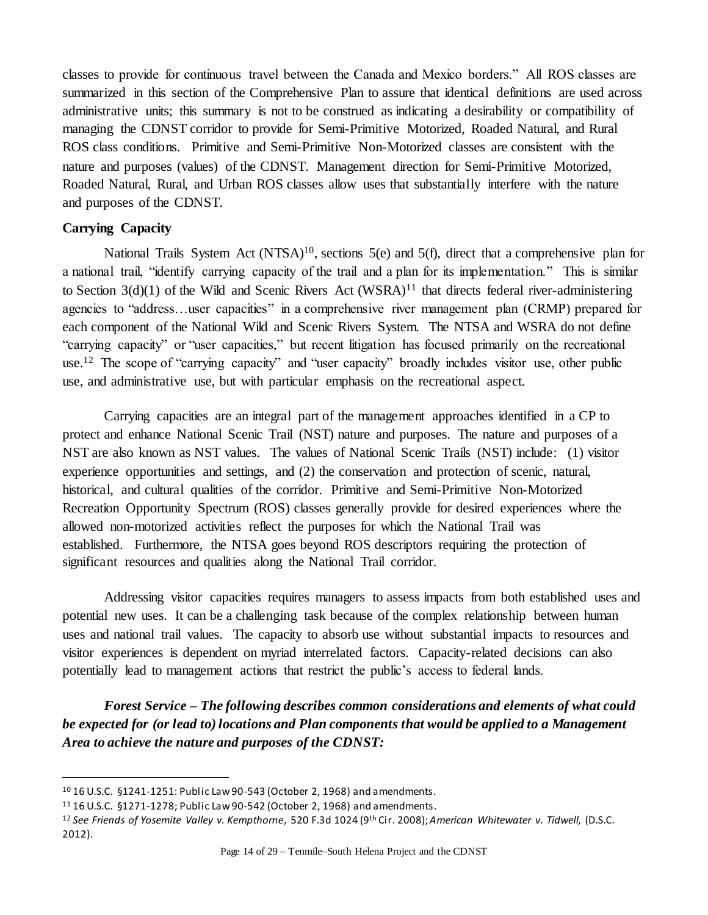classes to provide for continuous travel between the Canada and Mexico borders." All ROS classes are summarized in this section of the Comprehensive Plan to assure that identical definitions are used across administrative units; this summary is not to be construed as indicating a desirability or compatibility of managing the CDNST corridor to provide for Semi-Primitive Motorized, Roaded Natural, and Rural ROS class conditions. Primitive and Semi-Primitive Non-Motorized classes are consistent with the nature and purposes (values) of the CDNST. Management direction for Semi-Primitive Motorized, Roaded Natural, Rural, and Urban ROS classes allow uses that substantially interfere with the nature and purposes of the CDNST.

**Carrying Capacity**

National Trails System Act (NTSA)[10], sections 5(e) and 5(f), direct that a comprehensive plan for a national trail, "identify carrying capacity of the trail and a plan for its implementation." This is similar to Section 3(d)(1) of the Wild and Scenic Rivers Act (WSRA)[11] that directs federal river-administering agencies to "address…user capacities" in a comprehensive river management plan (CRMP) prepared for each component of the National Wild and Scenic Rivers System. The NTSA and WSRA do not define "carrying capacity" or "user capacities," but recent litigation has focused primarily on the recreational use.[12] The scope of "carrying capacity" and "user capacity" broadly includes visitor use, other public use, and administrative use, but with particular emphasis on the recreational aspect.

Carrying capacities are an integral part of the management approaches identified in a CP to protect and enhance National Scenic Trail (NST) nature and purposes. The nature and purposes of a NST are also known as NST values. The values of National Scenic Trails (NST) include: (1) visitor experience opportunities and settings, and (2) the conservation and protection of scenic, natural, historical, and cultural qualities of the corridor. Primitive and Semi-Primitive Non-Motorized Recreation Opportunity Spectrum (ROS) classes generally provide for desired experiences where the allowed non-motorized activities reflect the purposes for which the National Trail was established. Furthermore, the NTSA goes beyond ROS descriptors requiring the protection of significant resources and qualities along the National Trail corridor.

Addressing visitor capacities requires managers to assess impacts from both established uses and potential new uses. It can be a challenging task because of the complex relationship between human uses and national trail values. The capacity to absorb use without substantial impacts to resources and visitor experiences is dependent on myriad interrelated factors. Capacity-related decisions can also potentially lead to management actions that restrict the public's access to federal lands.

***Forest Service – The following describes common considerations and elements of what could be expected for (or lead to) locations and Plan components that would be applied to a Management Area to achieve the nature and purposes of the CDNST:***

---

[10] 16 U.S.C. §1241-1251: Public Law 90-543 (October 2, 1968) and amendments.

[11] 16 U.S.C. §1271-1278; Public Law 90-542 (October 2, 1968) and amendments.

[12] *See Friends of Yosemite Valley v. Kempthorne*, 520 F.3d 1024 (9th Cir. 2008); *American Whitewater v. Tidwell,* (D.S.C. 2012).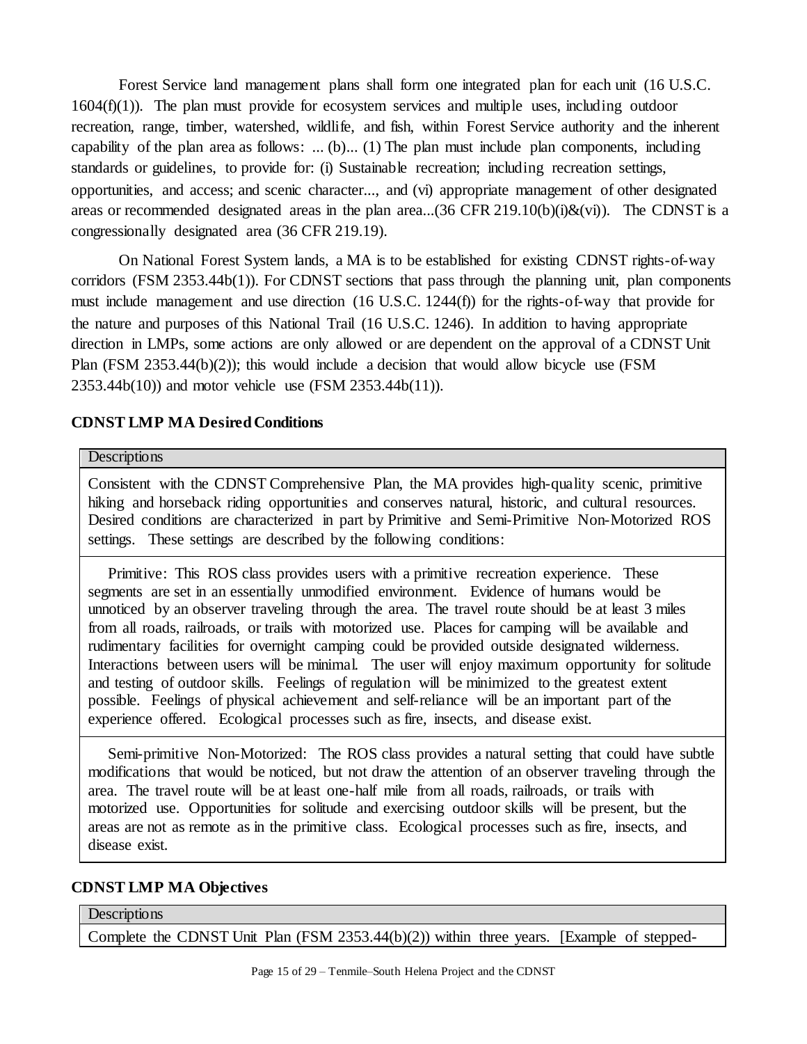Forest Service land management plans shall form one integrated plan for each unit (16 U.S.C. 1604(f)(1)). The plan must provide for ecosystem services and multiple uses, including outdoor recreation, range, timber, watershed, wildlife, and fish, within Forest Service authority and the inherent capability of the plan area as follows: ... (b)... (1) The plan must include plan components, including standards or guidelines, to provide for: (i) Sustainable recreation; including recreation settings, opportunities, and access; and scenic character..., and (vi) appropriate management of other designated areas or recommended designated areas in the plan area...(36 CFR 219.10(b)(i)&(vi)). The CDNST is a congressionally designated area (36 CFR 219.19).

On National Forest System lands, a MA is to be established for existing CDNST rights-of-way corridors (FSM 2353.44b(1)). For CDNST sections that pass through the planning unit, plan components must include management and use direction (16 U.S.C. 1244(f)) for the rights-of-way that provide for the nature and purposes of this National Trail (16 U.S.C. 1246). In addition to having appropriate direction in LMPs, some actions are only allowed or are dependent on the approval of a CDNST Unit Plan (FSM 2353.44(b)(2)); this would include a decision that would allow bicycle use (FSM 2353.44b(10)) and motor vehicle use (FSM 2353.44b(11)).

### CDNST LMP MA Desired Conditions

| Descriptions |
| --- |
| Consistent with the CDNST Comprehensive Plan, the MA provides high-quality scenic, primitive hiking and horseback riding opportunities and conserves natural, historic, and cultural resources. Desired conditions are characterized in part by Primitive and Semi-Primitive Non-Motorized ROS settings. These settings are described by the following conditions: |
| Primitive: This ROS class provides users with a primitive recreation experience. These segments are set in an essentially unmodified environment. Evidence of humans would be unnoticed by an observer traveling through the area. The travel route should be at least 3 miles from all roads, railroads, or trails with motorized use. Places for camping will be available and rudimentary facilities for overnight camping could be provided outside designated wilderness. Interactions between users will be minimal. The user will enjoy maximum opportunity for solitude and testing of outdoor skills. Feelings of regulation will be minimized to the greatest extent possible. Feelings of physical achievement and self-reliance will be an important part of the experience offered. Ecological processes such as fire, insects, and disease exist. |
| Semi-primitive Non-Motorized: The ROS class provides a natural setting that could have subtle modifications that would be noticed, but not draw the attention of an observer traveling through the area. The travel route will be at least one-half mile from all roads, railroads, or trails with motorized use. Opportunities for solitude and exercising outdoor skills will be present, but the areas are not as remote as in the primitive class. Ecological processes such as fire, insects, and disease exist. |

### CDNST LMP MA Objectives

| Descriptions |
| --- |
| Complete the CDNST Unit Plan (FSM 2353.44(b)(2)) within three years. [Example of stepped- |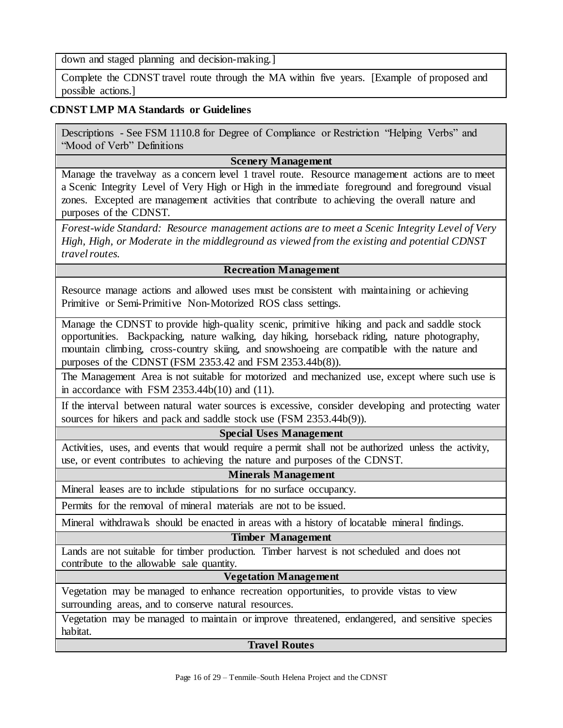| down and staged planning and decision-making.] |
|---|
| Complete the CDNST travel route through the MA within five years. [Example of proposed and possible actions.] |

**CDNST LMP MA Standards or Guidelines**

| Descriptions - See FSM 1110.8 for Degree of Compliance or Restriction "Helping Verbs" and "Mood of Verb" Definitions |
|---|
| **Scenery Management** |
| Manage the travelway as a concern level 1 travel route. Resource management actions are to meet a Scenic Integrity Level of Very High or High in the immediate foreground and foreground visual zones. Excepted are management activities that contribute to achieving the overall nature and purposes of the CDNST. |
| *Forest-wide Standard: Resource management actions are to meet a Scenic Integrity Level of Very High, High, or Moderate in the middleground as viewed from the existing and potential CDNST travel routes.* |
| **Recreation Management** |
| Resource manage actions and allowed uses must be consistent with maintaining or achieving Primitive or Semi-Primitive Non-Motorized ROS class settings. |
| Manage the CDNST to provide high-quality scenic, primitive hiking and pack and saddle stock opportunities. Backpacking, nature walking, day hiking, horseback riding, nature photography, mountain climbing, cross-country skiing, and snowshoeing are compatible with the nature and purposes of the CDNST (FSM 2353.42 and FSM 2353.44b(8)). |
| The Management Area is not suitable for motorized and mechanized use, except where such use is in accordance with FSM 2353.44b(10) and (11). |
| If the interval between natural water sources is excessive, consider developing and protecting water sources for hikers and pack and saddle stock use (FSM 2353.44b(9)). |
| **Special Uses Management** |
| Activities, uses, and events that would require a permit shall not be authorized unless the activity, use, or event contributes to achieving the nature and purposes of the CDNST. |
| **Minerals Management** |
| Mineral leases are to include stipulations for no surface occupancy. |
| Permits for the removal of mineral materials are not to be issued. |
| Mineral withdrawals should be enacted in areas with a history of locatable mineral findings. |
| **Timber Management** |
| Lands are not suitable for timber production. Timber harvest is not scheduled and does not contribute to the allowable sale quantity. |
| **Vegetation Management** |
| Vegetation may be managed to enhance recreation opportunities, to provide vistas to view surrounding areas, and to conserve natural resources. |
| Vegetation may be managed to maintain or improve threatened, endangered, and sensitive species habitat. |
| **Travel Routes** |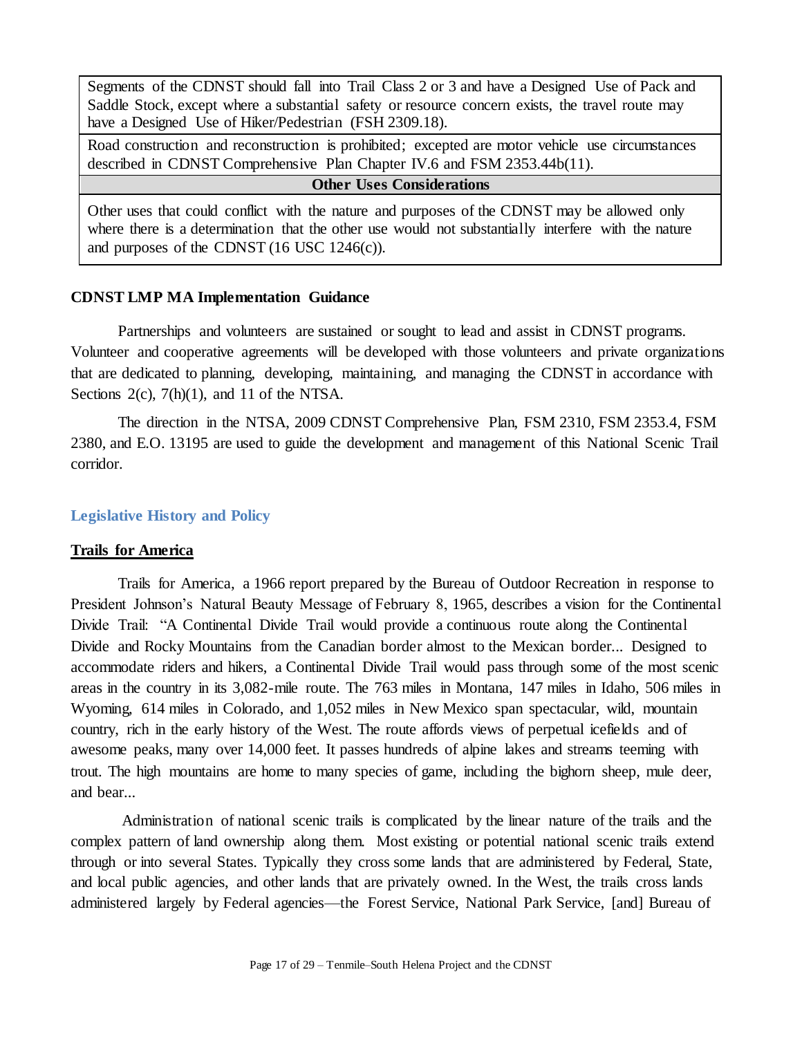| Segments of the CDNST should fall into Trail Class 2 or 3 and have a Designed Use of Pack and Saddle Stock, except where a substantial safety or resource concern exists, the travel route may have a Designed Use of Hiker/Pedestrian (FSH 2309.18). |
|---|
| Road construction and reconstruction is prohibited; excepted are motor vehicle use circumstances described in CDNST Comprehensive Plan Chapter IV.6 and FSM 2353.44b(11). |
| **Other Uses Considerations** |
| Other uses that could conflict with the nature and purposes of the CDNST may be allowed only where there is a determination that the other use would not substantially interfere with the nature and purposes of the CDNST (16 USC 1246(c)). |

**CDNST LMP MA Implementation Guidance**

Partnerships and volunteers are sustained or sought to lead and assist in CDNST programs. Volunteer and cooperative agreements will be developed with those volunteers and private organizations that are dedicated to planning, developing, maintaining, and managing the CDNST in accordance with Sections 2(c), 7(h)(1), and 11 of the NTSA.

The direction in the NTSA, 2009 CDNST Comprehensive Plan, FSM 2310, FSM 2353.4, FSM 2380, and E.O. 13195 are used to guide the development and management of this National Scenic Trail corridor.

## Legislative History and Policy

### Trails for America

Trails for America, a 1966 report prepared by the Bureau of Outdoor Recreation in response to President Johnson's Natural Beauty Message of February 8, 1965, describes a vision for the Continental Divide Trail: "A Continental Divide Trail would provide a continuous route along the Continental Divide and Rocky Mountains from the Canadian border almost to the Mexican border... Designed to accommodate riders and hikers, a Continental Divide Trail would pass through some of the most scenic areas in the country in its 3,082-mile route. The 763 miles in Montana, 147 miles in Idaho, 506 miles in Wyoming, 614 miles in Colorado, and 1,052 miles in New Mexico span spectacular, wild, mountain country, rich in the early history of the West. The route affords views of perpetual icefields and of awesome peaks, many over 14,000 feet. It passes hundreds of alpine lakes and streams teeming with trout. The high mountains are home to many species of game, including the bighorn sheep, mule deer, and bear...

Administration of national scenic trails is complicated by the linear nature of the trails and the complex pattern of land ownership along them. Most existing or potential national scenic trails extend through or into several States. Typically they cross some lands that are administered by Federal, State, and local public agencies, and other lands that are privately owned. In the West, the trails cross lands administered largely by Federal agencies—the Forest Service, National Park Service, [and] Bureau of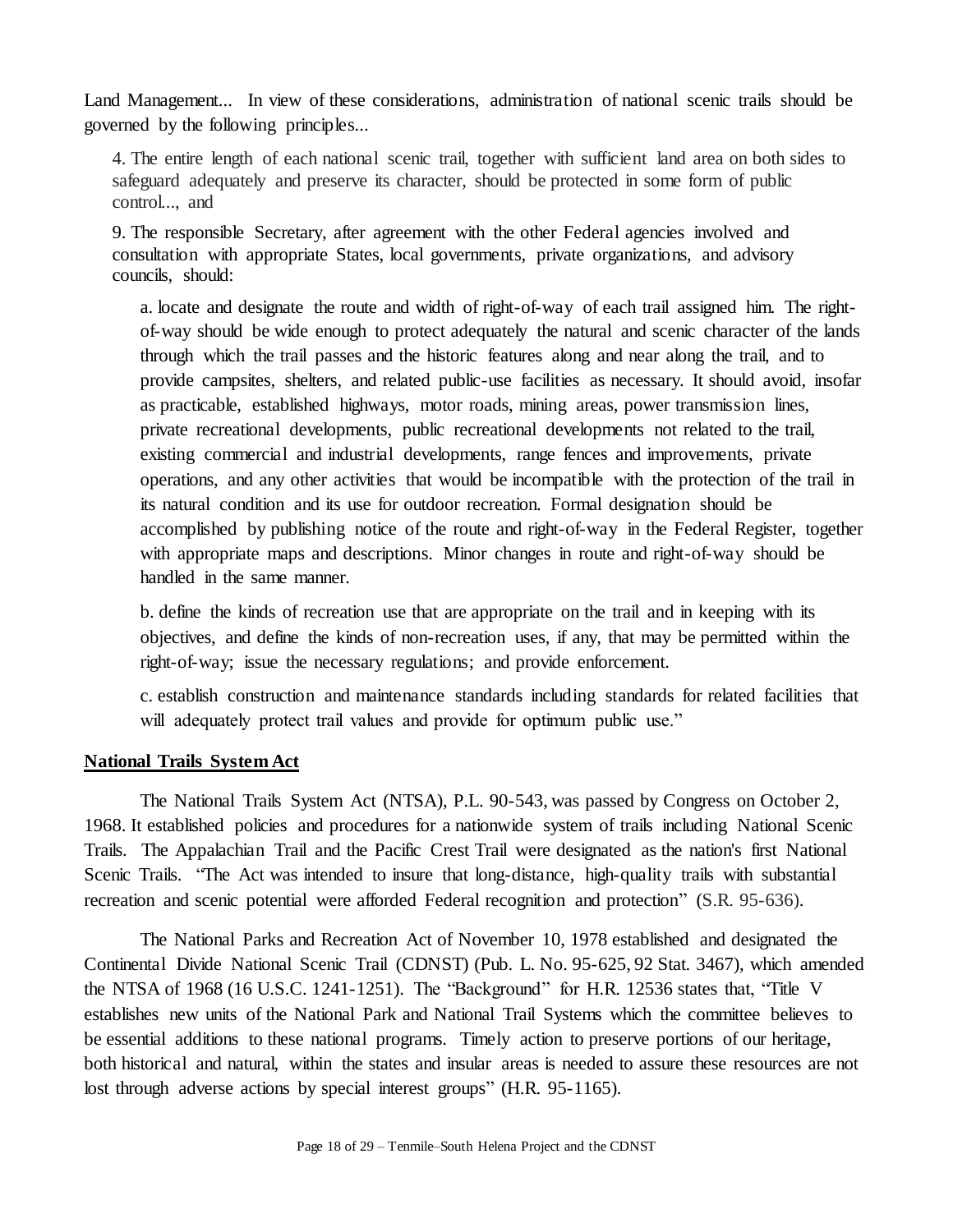Land Management... In view of these considerations, administration of national scenic trails should be governed by the following principles...

> 4. The entire length of each national scenic trail, together with sufficient land area on both sides to safeguard adequately and preserve its character, should be protected in some form of public control..., and
>
> 9. The responsible Secretary, after agreement with the other Federal agencies involved and consultation with appropriate States, local governments, private organizations, and advisory councils, should:
>
> > a. locate and designate the route and width of right-of-way of each trail assigned him. The right-of-way should be wide enough to protect adequately the natural and scenic character of the lands through which the trail passes and the historic features along and near along the trail, and to provide campsites, shelters, and related public-use facilities as necessary. It should avoid, insofar as practicable, established highways, motor roads, mining areas, power transmission lines, private recreational developments, public recreational developments not related to the trail, existing commercial and industrial developments, range fences and improvements, private operations, and any other activities that would be incompatible with the protection of the trail in its natural condition and its use for outdoor recreation. Formal designation should be accomplished by publishing notice of the route and right-of-way in the Federal Register, together with appropriate maps and descriptions. Minor changes in route and right-of-way should be handled in the same manner.
> >
> > b. define the kinds of recreation use that are appropriate on the trail and in keeping with its objectives, and define the kinds of non-recreation uses, if any, that may be permitted within the right-of-way; issue the necessary regulations; and provide enforcement.
> >
> > c. establish construction and maintenance standards including standards for related facilities that will adequately protect trail values and provide for optimum public use."

**National Trails System Act**

The National Trails System Act (NTSA), P.L. 90-543, was passed by Congress on October 2, 1968. It established policies and procedures for a nationwide system of trails including National Scenic Trails. The Appalachian Trail and the Pacific Crest Trail were designated as the nation's first National Scenic Trails. "The Act was intended to insure that long-distance, high-quality trails with substantial recreation and scenic potential were afforded Federal recognition and protection" (S.R. 95-636).

The National Parks and Recreation Act of November 10, 1978 established and designated the Continental Divide National Scenic Trail (CDNST) (Pub. L. No. 95-625, 92 Stat. 3467), which amended the NTSA of 1968 (16 U.S.C. 1241-1251). The "Background" for H.R. 12536 states that, "Title V establishes new units of the National Park and National Trail Systems which the committee believes to be essential additions to these national programs. Timely action to preserve portions of our heritage, both historical and natural, within the states and insular areas is needed to assure these resources are not lost through adverse actions by special interest groups" (H.R. 95-1165).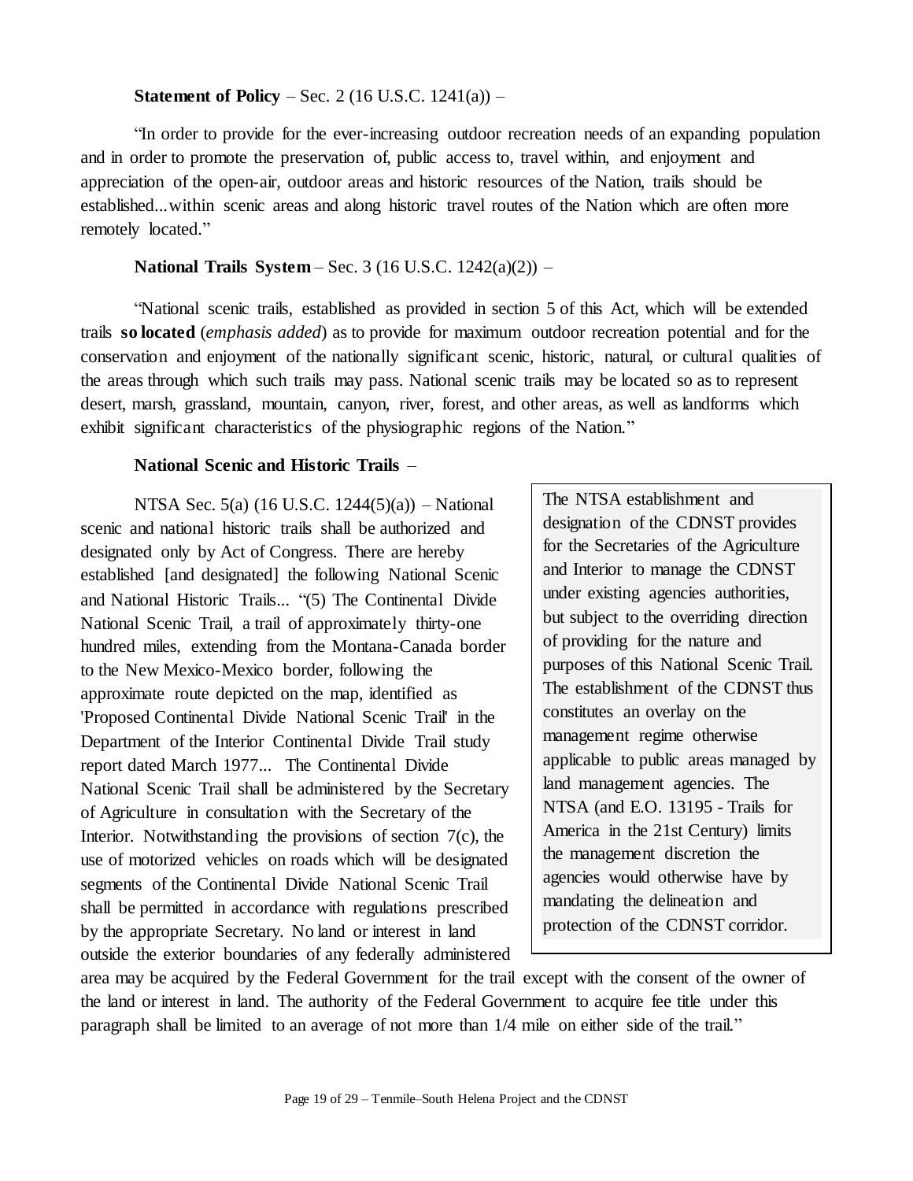**Statement of Policy** – Sec. 2 (16 U.S.C. 1241(a)) –

"In order to provide for the ever-increasing outdoor recreation needs of an expanding population and in order to promote the preservation of, public access to, travel within, and enjoyment and appreciation of the open-air, outdoor areas and historic resources of the Nation, trails should be established...within scenic areas and along historic travel routes of the Nation which are often more remotely located."

**National Trails System** – Sec. 3 (16 U.S.C. 1242(a)(2)) –

"National scenic trails, established as provided in section 5 of this Act, which will be extended trails **so located** (*emphasis added*) as to provide for maximum outdoor recreation potential and for the conservation and enjoyment of the nationally significant scenic, historic, natural, or cultural qualities of the areas through which such trails may pass. National scenic trails may be located so as to represent desert, marsh, grassland, mountain, canyon, river, forest, and other areas, as well as landforms which exhibit significant characteristics of the physiographic regions of the Nation."

**National Scenic and Historic Trails** –

NTSA Sec. 5(a) (16 U.S.C. 1244(5)(a)) – National scenic and national historic trails shall be authorized and designated only by Act of Congress. There are hereby established [and designated] the following National Scenic and National Historic Trails... "(5) The Continental Divide National Scenic Trail, a trail of approximately thirty-one hundred miles, extending from the Montana-Canada border to the New Mexico-Mexico border, following the approximate route depicted on the map, identified as 'Proposed Continental Divide National Scenic Trail' in the Department of the Interior Continental Divide Trail study report dated March 1977... The Continental Divide National Scenic Trail shall be administered by the Secretary of Agriculture in consultation with the Secretary of the Interior. Notwithstanding the provisions of section 7(c), the use of motorized vehicles on roads which will be designated segments of the Continental Divide National Scenic Trail shall be permitted in accordance with regulations prescribed by the appropriate Secretary. No land or interest in land outside the exterior boundaries of any federally administered area may be acquired by the Federal Government for the trail except with the consent of the owner of the land or interest in land. The authority of the Federal Government to acquire fee title under this paragraph shall be limited to an average of not more than 1/4 mile on either side of the trail."

> The NTSA establishment and designation of the CDNST provides for the Secretaries of the Agriculture and Interior to manage the CDNST under existing agencies authorities, but subject to the overriding direction of providing for the nature and purposes of this National Scenic Trail. The establishment of the CDNST thus constitutes an overlay on the management regime otherwise applicable to public areas managed by land management agencies. The NTSA (and E.O. 13195 - Trails for America in the 21st Century) limits the management discretion the agencies would otherwise have by mandating the delineation and protection of the CDNST corridor.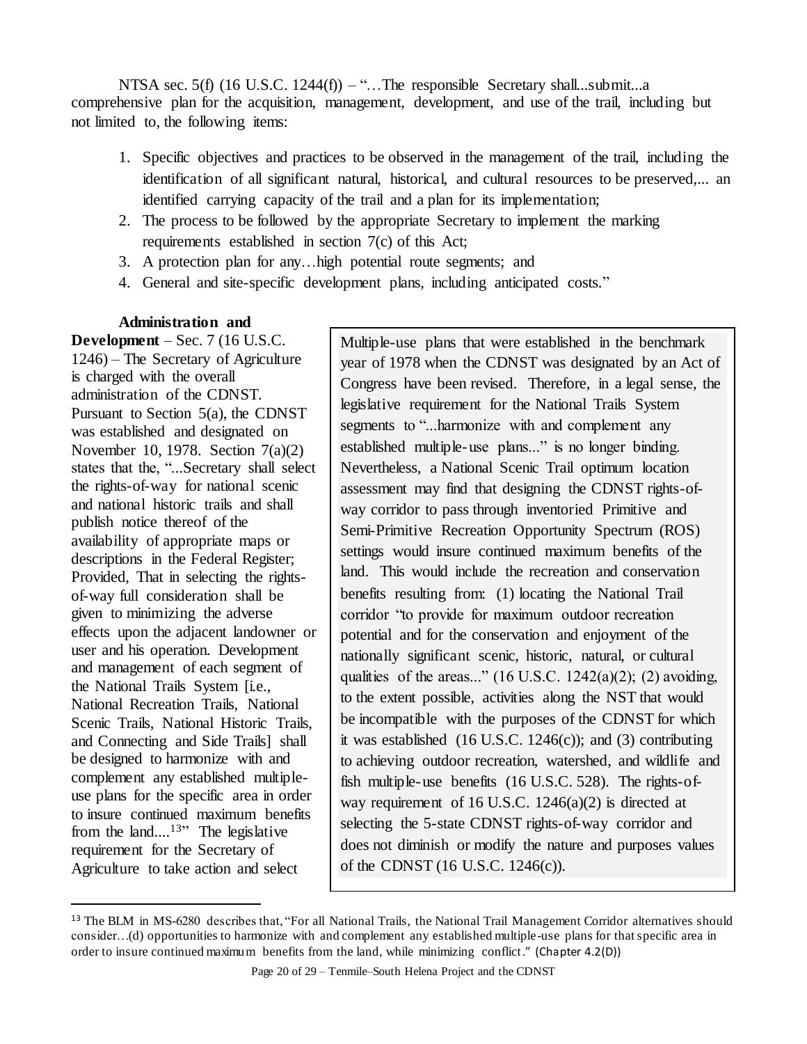NTSA sec. 5(f) (16 U.S.C. 1244(f)) – "…The responsible Secretary shall...submit...a comprehensive plan for the acquisition, management, development, and use of the trail, including but not limited to, the following items:

1. Specific objectives and practices to be observed in the management of the trail, including the identification of all significant natural, historical, and cultural resources to be preserved,... an identified carrying capacity of the trail and a plan for its implementation;
2. The process to be followed by the appropriate Secretary to implement the marking requirements established in section 7(c) of this Act;
3. A protection plan for any…high potential route segments; and
4. General and site-specific development plans, including anticipated costs."

**Administration and Development** – Sec. 7 (16 U.S.C. 1246) – The Secretary of Agriculture is charged with the overall administration of the CDNST. Pursuant to Section 5(a), the CDNST was established and designated on November 10, 1978. Section 7(a)(2) states that the, "...Secretary shall select the rights-of-way for national scenic and national historic trails and shall publish notice thereof of the availability of appropriate maps or descriptions in the Federal Register; Provided, That in selecting the rights-of-way full consideration shall be given to minimizing the adverse effects upon the adjacent landowner or user and his operation. Development and management of each segment of the National Trails System [i.e., National Recreation Trails, National Scenic Trails, National Historic Trails, and Connecting and Side Trails] shall be designed to harmonize with and complement any established multiple-use plans for the specific area in order to insure continued maximum benefits from the land....[13]" The legislative requirement for the Secretary of Agriculture to take action and select

> Multiple-use plans that were established in the benchmark year of 1978 when the CDNST was designated by an Act of Congress have been revised. Therefore, in a legal sense, the legislative requirement for the National Trails System segments to "...harmonize with and complement any established multiple-use plans..." is no longer binding. Nevertheless, a National Scenic Trail optimum location assessment may find that designing the CDNST rights-of-way corridor to pass through inventoried Primitive and Semi-Primitive Recreation Opportunity Spectrum (ROS) settings would insure continued maximum benefits of the land. This would include the recreation and conservation benefits resulting from: (1) locating the National Trail corridor "to provide for maximum outdoor recreation potential and for the conservation and enjoyment of the nationally significant scenic, historic, natural, or cultural qualities of the areas..." (16 U.S.C. 1242(a)(2); (2) avoiding, to the extent possible, activities along the NST that would be incompatible with the purposes of the CDNST for which it was established (16 U.S.C. 1246(c)); and (3) contributing to achieving outdoor recreation, watershed, and wildlife and fish multiple-use benefits (16 U.S.C. 528). The rights-of-way requirement of 16 U.S.C. 1246(a)(2) is directed at selecting the 5-state CDNST rights-of-way corridor and does not diminish or modify the nature and purposes values of the CDNST (16 U.S.C. 1246(c)).

[13] The BLM in MS-6280 describes that, "For all National Trails, the National Trail Management Corridor alternatives should consider…(d) opportunities to harmonize with and complement any established multiple-use plans for that specific area in order to insure continued maximum benefits from the land, while minimizing conflict." (Chapter 4.2(D))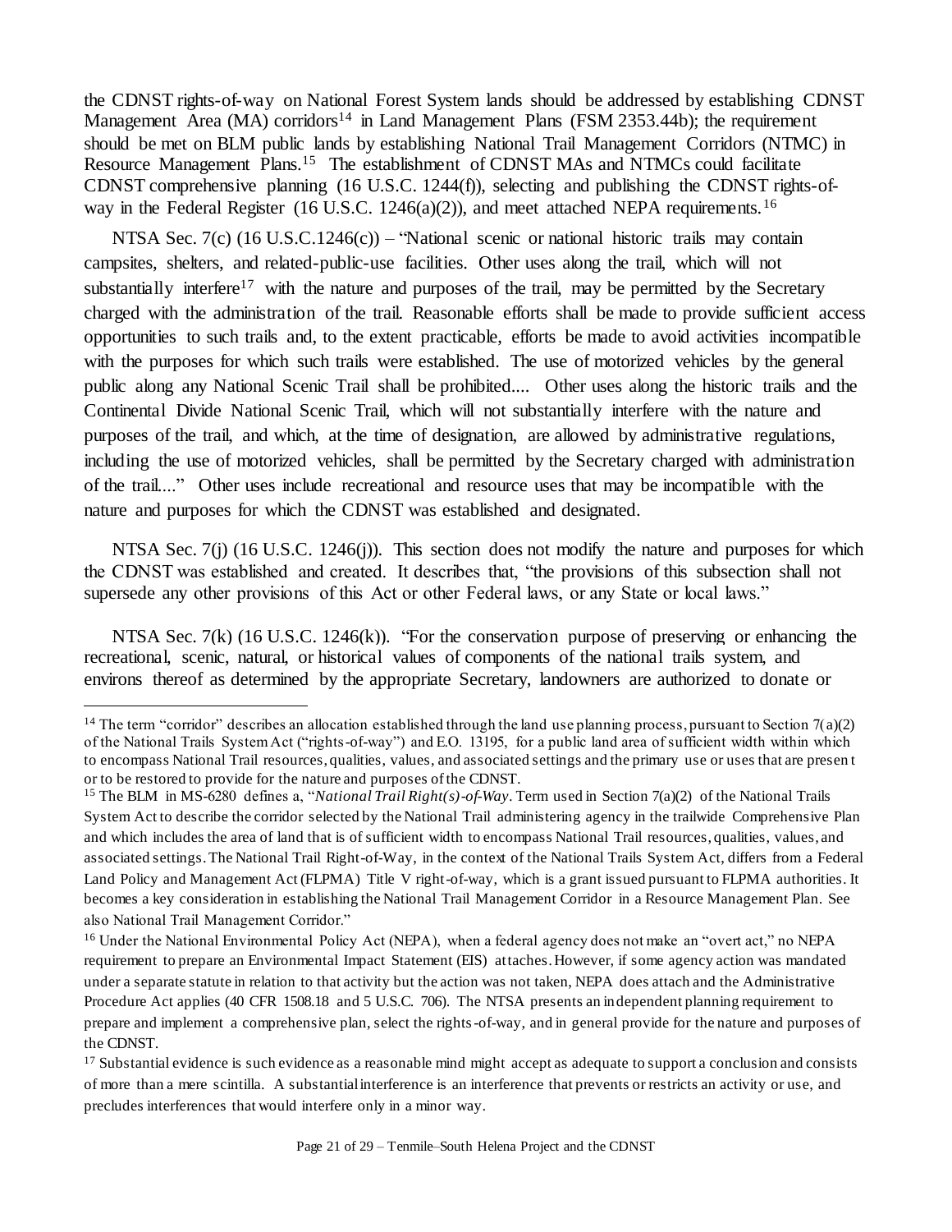the CDNST rights-of-way on National Forest System lands should be addressed by establishing CDNST Management Area (MA) corridors[14] in Land Management Plans (FSM 2353.44b); the requirement should be met on BLM public lands by establishing National Trail Management Corridors (NTMC) in Resource Management Plans.[15] The establishment of CDNST MAs and NTMCs could facilitate CDNST comprehensive planning (16 U.S.C. 1244(f)), selecting and publishing the CDNST rights-of-way in the Federal Register (16 U.S.C. 1246(a)(2)), and meet attached NEPA requirements.[16]

NTSA Sec. 7(c) (16 U.S.C.1246(c)) – "National scenic or national historic trails may contain campsites, shelters, and related-public-use facilities. Other uses along the trail, which will not substantially interfere[17] with the nature and purposes of the trail, may be permitted by the Secretary charged with the administration of the trail. Reasonable efforts shall be made to provide sufficient access opportunities to such trails and, to the extent practicable, efforts be made to avoid activities incompatible with the purposes for which such trails were established. The use of motorized vehicles by the general public along any National Scenic Trail shall be prohibited.... Other uses along the historic trails and the Continental Divide National Scenic Trail, which will not substantially interfere with the nature and purposes of the trail, and which, at the time of designation, are allowed by administrative regulations, including the use of motorized vehicles, shall be permitted by the Secretary charged with administration of the trail...." Other uses include recreational and resource uses that may be incompatible with the nature and purposes for which the CDNST was established and designated.

NTSA Sec. 7(j) (16 U.S.C. 1246(j)). This section does not modify the nature and purposes for which the CDNST was established and created. It describes that, "the provisions of this subsection shall not supersede any other provisions of this Act or other Federal laws, or any State or local laws."

NTSA Sec. 7(k) (16 U.S.C. 1246(k)). "For the conservation purpose of preserving or enhancing the recreational, scenic, natural, or historical values of components of the national trails system, and environs thereof as determined by the appropriate Secretary, landowners are authorized to donate or

---

[14] The term "corridor" describes an allocation established through the land use planning process, pursuant to Section 7(a)(2) of the National Trails System Act ("rights-of-way") and E.O. 13195, for a public land area of sufficient width within which to encompass National Trail resources, qualities, values, and associated settings and the primary use or uses that are present or to be restored to provide for the nature and purposes of the CDNST.

[15] The BLM in MS-6280 defines a, "*National Trail Right(s)-of-Way*. Term used in Section 7(a)(2) of the National Trails System Act to describe the corridor selected by the National Trail administering agency in the trailwide Comprehensive Plan and which includes the area of land that is of sufficient width to encompass National Trail resources, qualities, values, and associated settings. The National Trail Right-of-Way, in the context of the National Trails System Act, differs from a Federal Land Policy and Management Act (FLPMA) Title V right-of-way, which is a grant issued pursuant to FLPMA authorities. It becomes a key consideration in establishing the National Trail Management Corridor in a Resource Management Plan. See also National Trail Management Corridor."

[16] Under the National Environmental Policy Act (NEPA), when a federal agency does not make an "overt act," no NEPA requirement to prepare an Environmental Impact Statement (EIS) attaches. However, if some agency action was mandated under a separate statute in relation to that activity but the action was not taken, NEPA does attach and the Administrative Procedure Act applies (40 CFR 1508.18 and 5 U.S.C. 706). The NTSA presents an independent planning requirement to prepare and implement a comprehensive plan, select the rights-of-way, and in general provide for the nature and purposes of the CDNST.

[17] Substantial evidence is such evidence as a reasonable mind might accept as adequate to support a conclusion and consists of more than a mere scintilla. A substantial interference is an interference that prevents or restricts an activity or use, and precludes interferences that would interfere only in a minor way.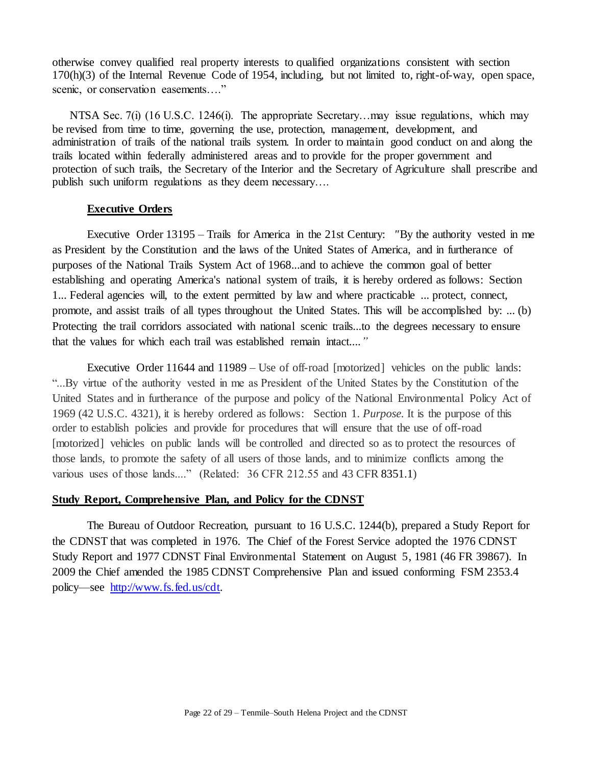otherwise convey qualified real property interests to qualified organizations consistent with section 170(h)(3) of the Internal Revenue Code of 1954, including, but not limited to, right-of-way, open space, scenic, or conservation easements…."

NTSA Sec. 7(i) (16 U.S.C. 1246(i). The appropriate Secretary…may issue regulations, which may be revised from time to time, governing the use, protection, management, development, and administration of trails of the national trails system. In order to maintain good conduct on and along the trails located within federally administered areas and to provide for the proper government and protection of such trails, the Secretary of the Interior and the Secretary of Agriculture shall prescribe and publish such uniform regulations as they deem necessary….

**Executive Orders**

Executive Order 13195 – Trails for America in the 21st Century: *"*By the authority vested in me as President by the Constitution and the laws of the United States of America, and in furtherance of purposes of the National Trails System Act of 1968...and to achieve the common goal of better establishing and operating America's national system of trails, it is hereby ordered as follows: Section 1... Federal agencies will, to the extent permitted by law and where practicable ... protect, connect, promote, and assist trails of all types throughout the United States. This will be accomplished by: ... (b) Protecting the trail corridors associated with national scenic trails...to the degrees necessary to ensure that the values for which each trail was established remain intact....*"*

Executive Order 11644 and 11989 – Use of off-road [motorized] vehicles on the public lands: "...By virtue of the authority vested in me as President of the United States by the Constitution of the United States and in furtherance of the purpose and policy of the National Environmental Policy Act of 1969 (42 U.S.C. 4321), it is hereby ordered as follows: Section 1. *Purpose*. It is the purpose of this order to establish policies and provide for procedures that will ensure that the use of off-road [motorized] vehicles on public lands will be controlled and directed so as to protect the resources of those lands, to promote the safety of all users of those lands, and to minimize conflicts among the various uses of those lands...." (Related: 36 CFR 212.55 and 43 CFR 8351.1)

**Study Report, Comprehensive Plan, and Policy for the CDNST**

The Bureau of Outdoor Recreation, pursuant to 16 U.S.C. 1244(b), prepared a Study Report for the CDNST that was completed in 1976. The Chief of the Forest Service adopted the 1976 CDNST Study Report and 1977 CDNST Final Environmental Statement on August 5, 1981 (46 FR 39867). In 2009 the Chief amended the 1985 CDNST Comprehensive Plan and issued conforming FSM 2353.4 policy—see http://www.fs.fed.us/cdt.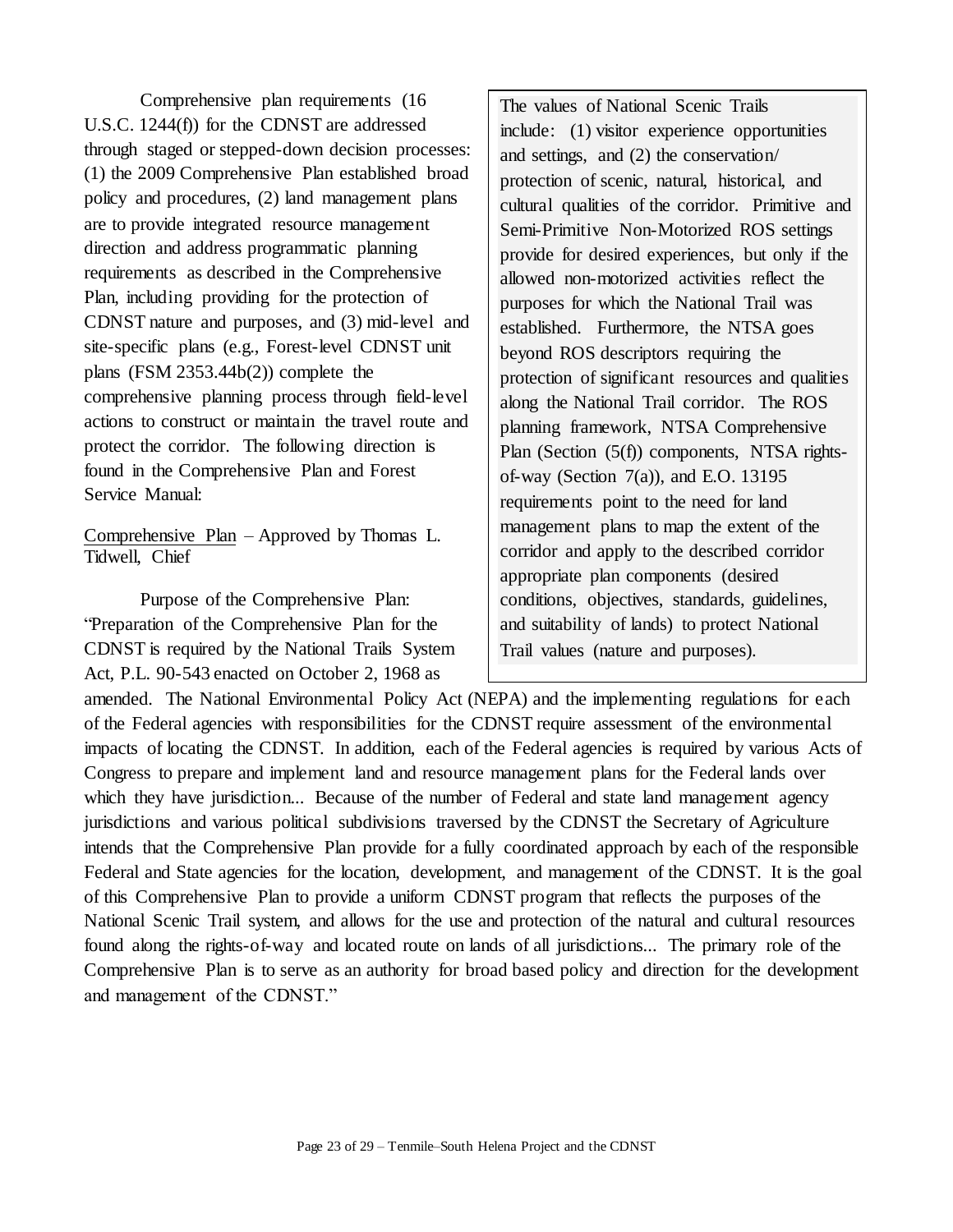Comprehensive plan requirements (16 U.S.C. 1244(f)) for the CDNST are addressed through staged or stepped-down decision processes: (1) the 2009 Comprehensive Plan established broad policy and procedures, (2) land management plans are to provide integrated resource management direction and address programmatic planning requirements as described in the Comprehensive Plan, including providing for the protection of CDNST nature and purposes, and (3) mid-level and site-specific plans (e.g., Forest-level CDNST unit plans (FSM 2353.44b(2)) complete the comprehensive planning process through field-level actions to construct or maintain the travel route and protect the corridor. The following direction is found in the Comprehensive Plan and Forest Service Manual:

> The values of National Scenic Trails include: (1) visitor experience opportunities and settings, and (2) the conservation/ protection of scenic, natural, historical, and cultural qualities of the corridor. Primitive and Semi-Primitive Non-Motorized ROS settings provide for desired experiences, but only if the allowed non-motorized activities reflect the purposes for which the National Trail was established. Furthermore, the NTSA goes beyond ROS descriptors requiring the protection of significant resources and qualities along the National Trail corridor. The ROS planning framework, NTSA Comprehensive Plan (Section (5(f)) components, NTSA rights-of-way (Section 7(a)), and E.O. 13195 requirements point to the need for land management plans to map the extent of the corridor and apply to the described corridor appropriate plan components (desired conditions, objectives, standards, guidelines, and suitability of lands) to protect National Trail values (nature and purposes).

<u>Comprehensive Plan</u> – Approved by Thomas L. Tidwell, Chief

Purpose of the Comprehensive Plan: "Preparation of the Comprehensive Plan for the CDNST is required by the National Trails System Act, P.L. 90-543 enacted on October 2, 1968 as amended. The National Environmental Policy Act (NEPA) and the implementing regulations for each of the Federal agencies with responsibilities for the CDNST require assessment of the environmental impacts of locating the CDNST. In addition, each of the Federal agencies is required by various Acts of Congress to prepare and implement land and resource management plans for the Federal lands over which they have jurisdiction... Because of the number of Federal and state land management agency jurisdictions and various political subdivisions traversed by the CDNST the Secretary of Agriculture intends that the Comprehensive Plan provide for a fully coordinated approach by each of the responsible Federal and State agencies for the location, development, and management of the CDNST. It is the goal of this Comprehensive Plan to provide a uniform CDNST program that reflects the purposes of the National Scenic Trail system, and allows for the use and protection of the natural and cultural resources found along the rights-of-way and located route on lands of all jurisdictions... The primary role of the Comprehensive Plan is to serve as an authority for broad based policy and direction for the development and management of the CDNST."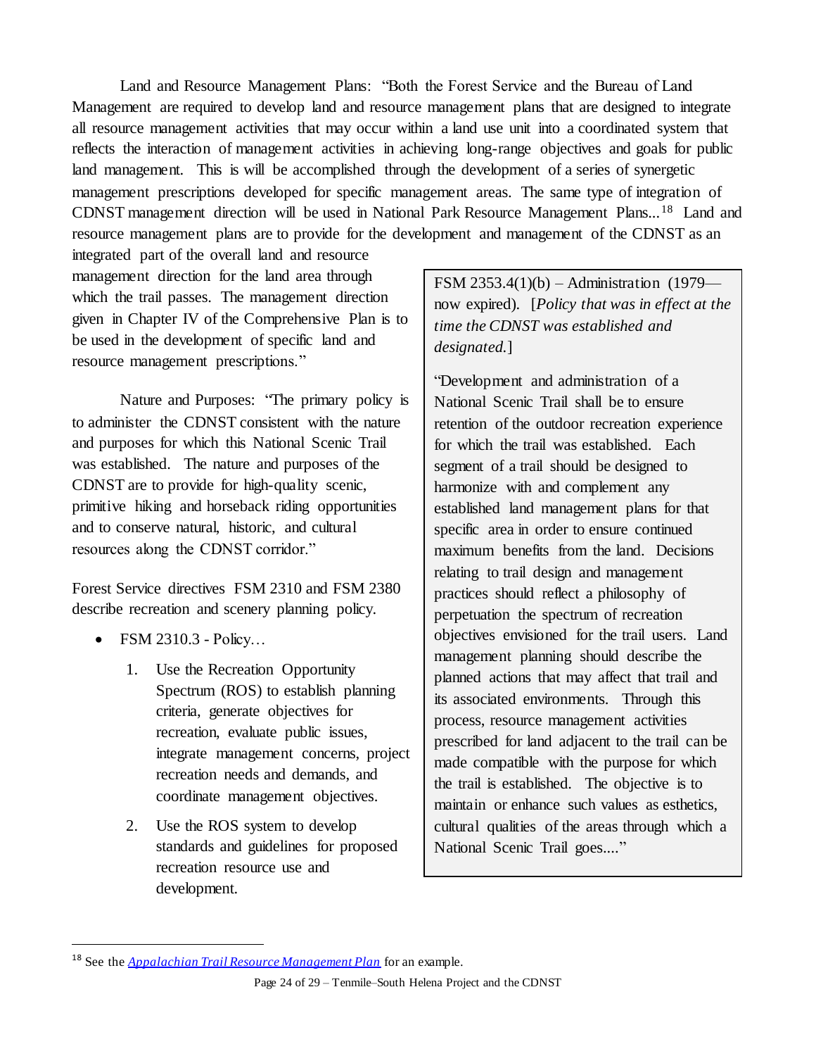Land and Resource Management Plans: "Both the Forest Service and the Bureau of Land Management are required to develop land and resource management plans that are designed to integrate all resource management activities that may occur within a land use unit into a coordinated system that reflects the interaction of management activities in achieving long-range objectives and goals for public land management. This is will be accomplished through the development of a series of synergetic management prescriptions developed for specific management areas. The same type of integration of CDNST management direction will be used in National Park Resource Management Plans...[18] Land and resource management plans are to provide for the development and management of the CDNST as an integrated part of the overall land and resource management direction for the land area through which the trail passes. The management direction given in Chapter IV of the Comprehensive Plan is to be used in the development of specific land and resource management prescriptions."

Nature and Purposes: "The primary policy is to administer the CDNST consistent with the nature and purposes for which this National Scenic Trail was established. The nature and purposes of the CDNST are to provide for high-quality scenic, primitive hiking and horseback riding opportunities and to conserve natural, historic, and cultural resources along the CDNST corridor."

Forest Service directives FSM 2310 and FSM 2380 describe recreation and scenery planning policy.

- FSM 2310.3 - Policy…
  1. Use the Recreation Opportunity Spectrum (ROS) to establish planning criteria, generate objectives for recreation, evaluate public issues, integrate management concerns, project recreation needs and demands, and coordinate management objectives.
  2. Use the ROS system to develop standards and guidelines for proposed recreation resource use and development.

> FSM 2353.4(1)(b) – Administration (1979—now expired). [*Policy that was in effect at the time the CDNST was established and designated.*]
>
> "Development and administration of a National Scenic Trail shall be to ensure retention of the outdoor recreation experience for which the trail was established. Each segment of a trail should be designed to harmonize with and complement any established land management plans for that specific area in order to ensure continued maximum benefits from the land. Decisions relating to trail design and management practices should reflect a philosophy of perpetuation the spectrum of recreation objectives envisioned for the trail users. Land management planning should describe the planned actions that may affect that trail and its associated environments. Through this process, resource management activities prescribed for land adjacent to the trail can be made compatible with the purpose for which the trail is established. The objective is to maintain or enhance such values as esthetics, cultural qualities of the areas through which a National Scenic Trail goes...."

[18] See the *Appalachian Trail Resource Management Plan* for an example.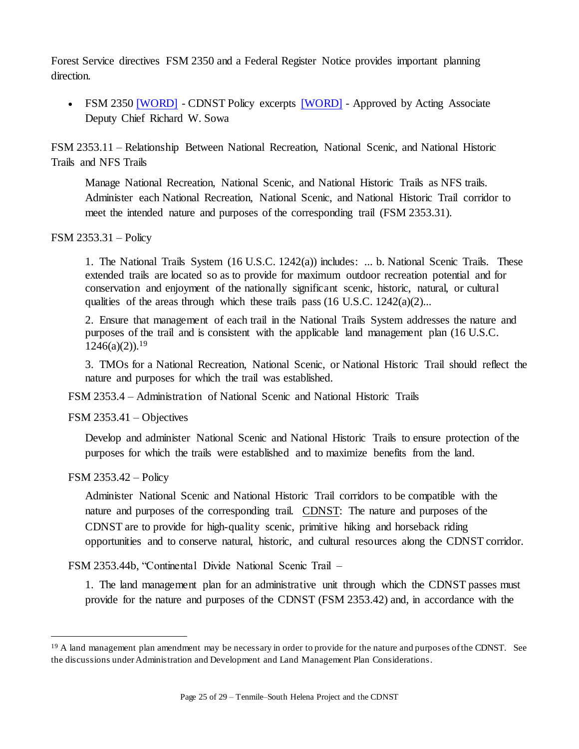Forest Service directives FSM 2350 and a Federal Register Notice provides important planning direction.

- FSM 2350 [WORD] - CDNST Policy excerpts [WORD] - Approved by Acting Associate Deputy Chief Richard W. Sowa

FSM 2353.11 – Relationship Between National Recreation, National Scenic, and National Historic Trails and NFS Trails

> Manage National Recreation, National Scenic, and National Historic Trails as NFS trails. Administer each National Recreation, National Scenic, and National Historic Trail corridor to meet the intended nature and purposes of the corresponding trail (FSM 2353.31).

FSM 2353.31 – Policy

> 1. The National Trails System (16 U.S.C. 1242(a)) includes: ... b. National Scenic Trails. These extended trails are located so as to provide for maximum outdoor recreation potential and for conservation and enjoyment of the nationally significant scenic, historic, natural, or cultural qualities of the areas through which these trails pass (16 U.S.C. 1242(a)(2)...
>
> 2. Ensure that management of each trail in the National Trails System addresses the nature and purposes of the trail and is consistent with the applicable land management plan (16 U.S.C. 1246(a)(2)).[19]
>
> 3. TMOs for a National Recreation, National Scenic, or National Historic Trail should reflect the nature and purposes for which the trail was established.

FSM 2353.4 – Administration of National Scenic and National Historic Trails

FSM 2353.41 – Objectives

> Develop and administer National Scenic and National Historic Trails to ensure protection of the purposes for which the trails were established and to maximize benefits from the land.

FSM 2353.42 – Policy

> Administer National Scenic and National Historic Trail corridors to be compatible with the nature and purposes of the corresponding trail. <u>CDNST</u>: The nature and purposes of the CDNST are to provide for high-quality scenic, primitive hiking and horseback riding opportunities and to conserve natural, historic, and cultural resources along the CDNST corridor.

FSM 2353.44b, "Continental Divide National Scenic Trail –

> 1. The land management plan for an administrative unit through which the CDNST passes must provide for the nature and purposes of the CDNST (FSM 2353.42) and, in accordance with the

---

[19] A land management plan amendment may be necessary in order to provide for the nature and purposes of the CDNST. See the discussions under Administration and Development and Land Management Plan Considerations.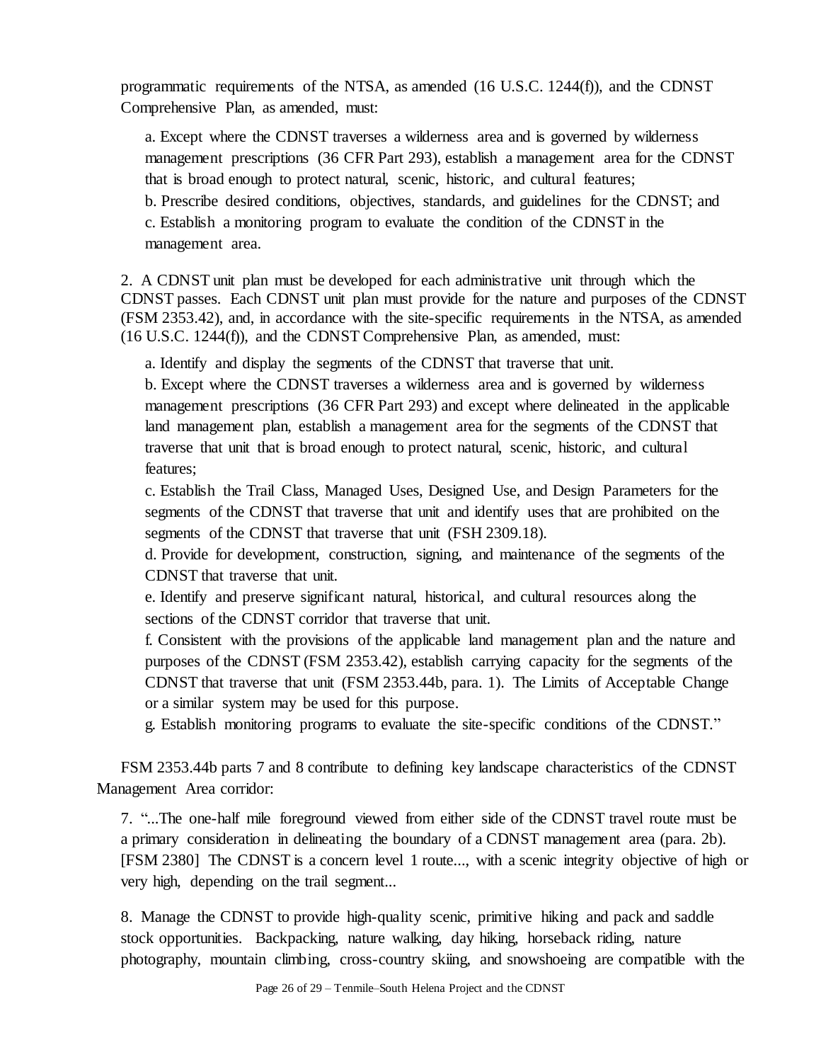programmatic requirements of the NTSA, as amended (16 U.S.C. 1244(f)), and the CDNST Comprehensive Plan, as amended, must:

a. Except where the CDNST traverses a wilderness area and is governed by wilderness management prescriptions (36 CFR Part 293), establish a management area for the CDNST that is broad enough to protect natural, scenic, historic, and cultural features;
b. Prescribe desired conditions, objectives, standards, and guidelines for the CDNST; and
c. Establish a monitoring program to evaluate the condition of the CDNST in the management area.

2. A CDNST unit plan must be developed for each administrative unit through which the CDNST passes. Each CDNST unit plan must provide for the nature and purposes of the CDNST (FSM 2353.42), and, in accordance with the site-specific requirements in the NTSA, as amended (16 U.S.C. 1244(f)), and the CDNST Comprehensive Plan, as amended, must:

a. Identify and display the segments of the CDNST that traverse that unit.
b. Except where the CDNST traverses a wilderness area and is governed by wilderness management prescriptions (36 CFR Part 293) and except where delineated in the applicable land management plan, establish a management area for the segments of the CDNST that traverse that unit that is broad enough to protect natural, scenic, historic, and cultural features;
c. Establish the Trail Class, Managed Uses, Designed Use, and Design Parameters for the segments of the CDNST that traverse that unit and identify uses that are prohibited on the segments of the CDNST that traverse that unit (FSH 2309.18).
d. Provide for development, construction, signing, and maintenance of the segments of the CDNST that traverse that unit.
e. Identify and preserve significant natural, historical, and cultural resources along the sections of the CDNST corridor that traverse that unit.
f. Consistent with the provisions of the applicable land management plan and the nature and purposes of the CDNST (FSM 2353.42), establish carrying capacity for the segments of the CDNST that traverse that unit (FSM 2353.44b, para. 1). The Limits of Acceptable Change or a similar system may be used for this purpose.
g. Establish monitoring programs to evaluate the site-specific conditions of the CDNST."

FSM 2353.44b parts 7 and 8 contribute to defining key landscape characteristics of the CDNST Management Area corridor:

7. "...The one-half mile foreground viewed from either side of the CDNST travel route must be a primary consideration in delineating the boundary of a CDNST management area (para. 2b). [FSM 2380] The CDNST is a concern level 1 route..., with a scenic integrity objective of high or very high, depending on the trail segment...

8. Manage the CDNST to provide high-quality scenic, primitive hiking and pack and saddle stock opportunities. Backpacking, nature walking, day hiking, horseback riding, nature photography, mountain climbing, cross-country skiing, and snowshoeing are compatible with the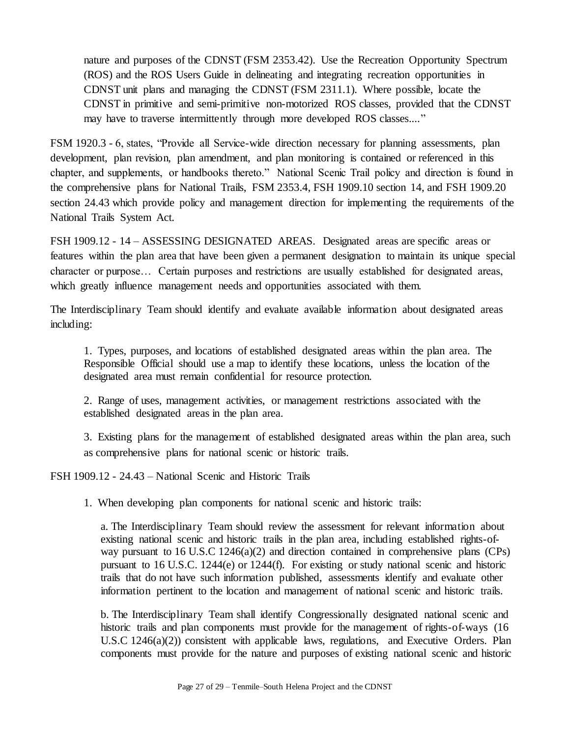> nature and purposes of the CDNST (FSM 2353.42). Use the Recreation Opportunity Spectrum (ROS) and the ROS Users Guide in delineating and integrating recreation opportunities in CDNST unit plans and managing the CDNST (FSM 2311.1). Where possible, locate the CDNST in primitive and semi-primitive non-motorized ROS classes, provided that the CDNST may have to traverse intermittently through more developed ROS classes...."

FSM 1920.3 - 6, states, "Provide all Service-wide direction necessary for planning assessments, plan development, plan revision, plan amendment, and plan monitoring is contained or referenced in this chapter, and supplements, or handbooks thereto." National Scenic Trail policy and direction is found in the comprehensive plans for National Trails, FSM 2353.4, FSH 1909.10 section 14, and FSH 1909.20 section 24.43 which provide policy and management direction for implementing the requirements of the National Trails System Act.

FSH 1909.12 - 14 – ASSESSING DESIGNATED AREAS. Designated areas are specific areas or features within the plan area that have been given a permanent designation to maintain its unique special character or purpose… Certain purposes and restrictions are usually established for designated areas, which greatly influence management needs and opportunities associated with them.

The Interdisciplinary Team should identify and evaluate available information about designated areas including:

> 1. Types, purposes, and locations of established designated areas within the plan area. The Responsible Official should use a map to identify these locations, unless the location of the designated area must remain confidential for resource protection.
>
> 2. Range of uses, management activities, or management restrictions associated with the established designated areas in the plan area.
>
> 3. Existing plans for the management of established designated areas within the plan area, such as comprehensive plans for national scenic or historic trails.

FSH 1909.12 - 24.43 – National Scenic and Historic Trails

> 1. When developing plan components for national scenic and historic trails:
>
> a. The Interdisciplinary Team should review the assessment for relevant information about existing national scenic and historic trails in the plan area, including established rights-of-way pursuant to 16 U.S.C 1246(a)(2) and direction contained in comprehensive plans (CPs) pursuant to 16 U.S.C. 1244(e) or 1244(f). For existing or study national scenic and historic trails that do not have such information published, assessments identify and evaluate other information pertinent to the location and management of national scenic and historic trails.
>
> b. The Interdisciplinary Team shall identify Congressionally designated national scenic and historic trails and plan components must provide for the management of rights-of-ways (16 U.S.C 1246(a)(2)) consistent with applicable laws, regulations, and Executive Orders. Plan components must provide for the nature and purposes of existing national scenic and historic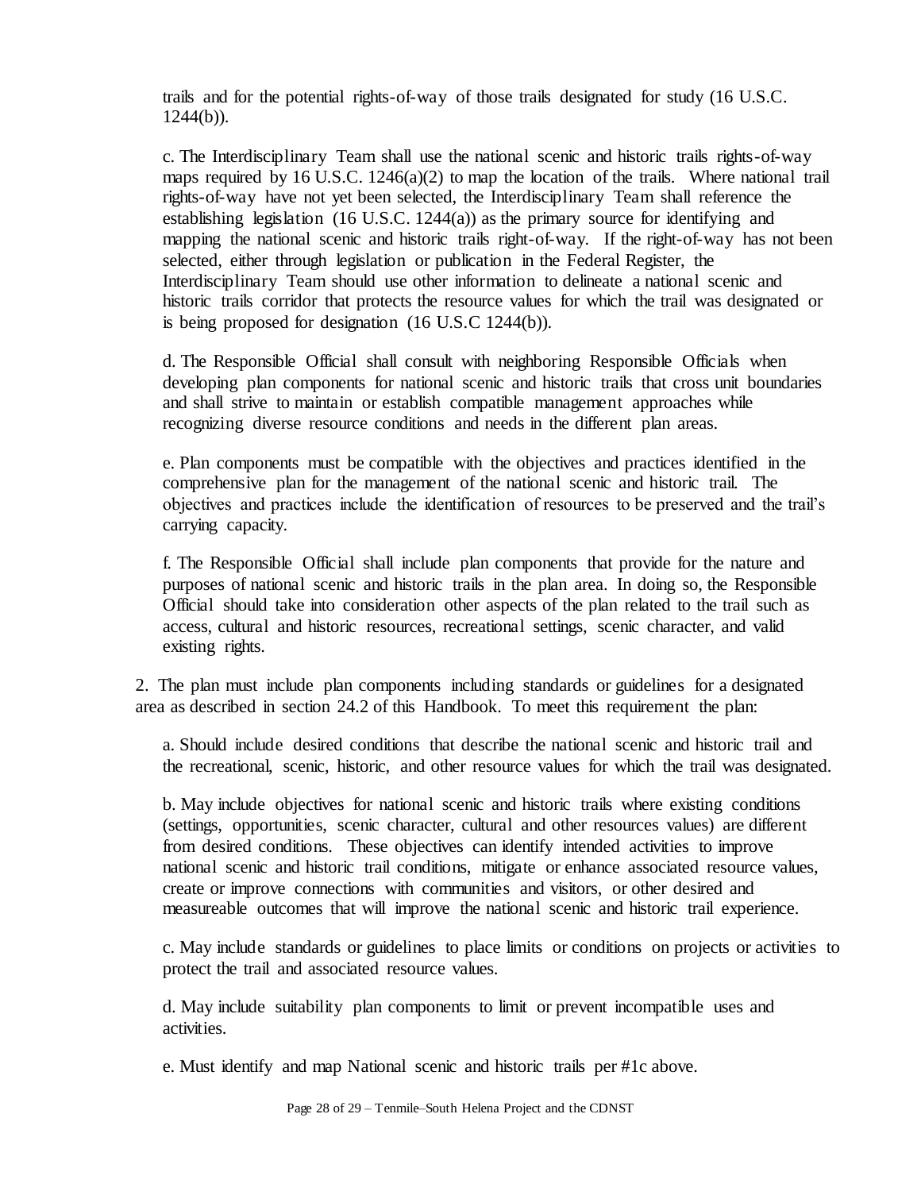trails and for the potential rights-of-way of those trails designated for study (16 U.S.C. 1244(b)).

c. The Interdisciplinary Team shall use the national scenic and historic trails rights-of-way maps required by 16 U.S.C. 1246(a)(2) to map the location of the trails. Where national trail rights-of-way have not yet been selected, the Interdisciplinary Team shall reference the establishing legislation (16 U.S.C. 1244(a)) as the primary source for identifying and mapping the national scenic and historic trails right-of-way. If the right-of-way has not been selected, either through legislation or publication in the Federal Register, the Interdisciplinary Team should use other information to delineate a national scenic and historic trails corridor that protects the resource values for which the trail was designated or is being proposed for designation (16 U.S.C 1244(b)).

d. The Responsible Official shall consult with neighboring Responsible Officials when developing plan components for national scenic and historic trails that cross unit boundaries and shall strive to maintain or establish compatible management approaches while recognizing diverse resource conditions and needs in the different plan areas.

e. Plan components must be compatible with the objectives and practices identified in the comprehensive plan for the management of the national scenic and historic trail. The objectives and practices include the identification of resources to be preserved and the trail's carrying capacity.

f. The Responsible Official shall include plan components that provide for the nature and purposes of national scenic and historic trails in the plan area. In doing so, the Responsible Official should take into consideration other aspects of the plan related to the trail such as access, cultural and historic resources, recreational settings, scenic character, and valid existing rights.

2. The plan must include plan components including standards or guidelines for a designated area as described in section 24.2 of this Handbook. To meet this requirement the plan:

a. Should include desired conditions that describe the national scenic and historic trail and the recreational, scenic, historic, and other resource values for which the trail was designated.

b. May include objectives for national scenic and historic trails where existing conditions (settings, opportunities, scenic character, cultural and other resources values) are different from desired conditions. These objectives can identify intended activities to improve national scenic and historic trail conditions, mitigate or enhance associated resource values, create or improve connections with communities and visitors, or other desired and measureable outcomes that will improve the national scenic and historic trail experience.

c. May include standards or guidelines to place limits or conditions on projects or activities to protect the trail and associated resource values.

d. May include suitability plan components to limit or prevent incompatible uses and activities.

e. Must identify and map National scenic and historic trails per #1c above.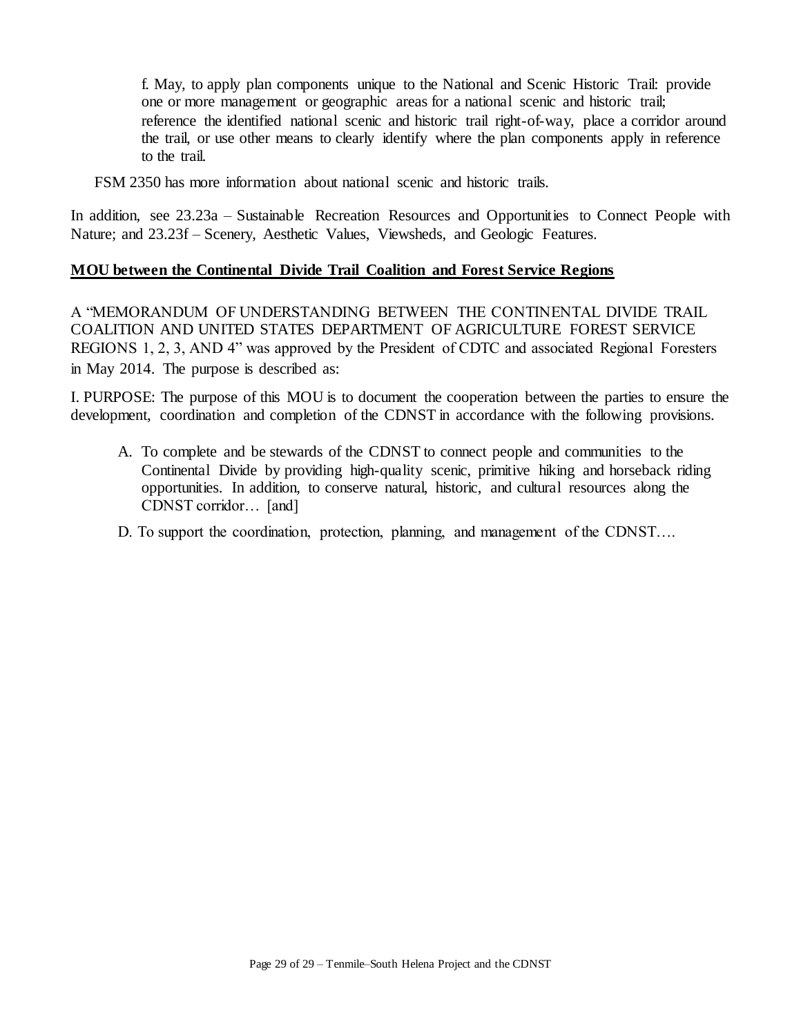f. May, to apply plan components unique to the National and Scenic Historic Trail: provide one or more management or geographic areas for a national scenic and historic trail; reference the identified national scenic and historic trail right-of-way, place a corridor around the trail, or use other means to clearly identify where the plan components apply in reference to the trail.

FSM 2350 has more information about national scenic and historic trails.

In addition, see 23.23a – Sustainable Recreation Resources and Opportunities to Connect People with Nature; and 23.23f – Scenery, Aesthetic Values, Viewsheds, and Geologic Features.

**MOU between the Continental Divide Trail Coalition and Forest Service Regions**

A "MEMORANDUM OF UNDERSTANDING BETWEEN THE CONTINENTAL DIVIDE TRAIL COALITION AND UNITED STATES DEPARTMENT OF AGRICULTURE FOREST SERVICE REGIONS 1, 2, 3, AND 4" was approved by the President of CDTC and associated Regional Foresters in May 2014. The purpose is described as:

I. PURPOSE: The purpose of this MOU is to document the cooperation between the parties to ensure the development, coordination and completion of the CDNST in accordance with the following provisions.

A. To complete and be stewards of the CDNST to connect people and communities to the Continental Divide by providing high-quality scenic, primitive hiking and horseback riding opportunities. In addition, to conserve natural, historic, and cultural resources along the CDNST corridor… [and]

D. To support the coordination, protection, planning, and management of the CDNST….